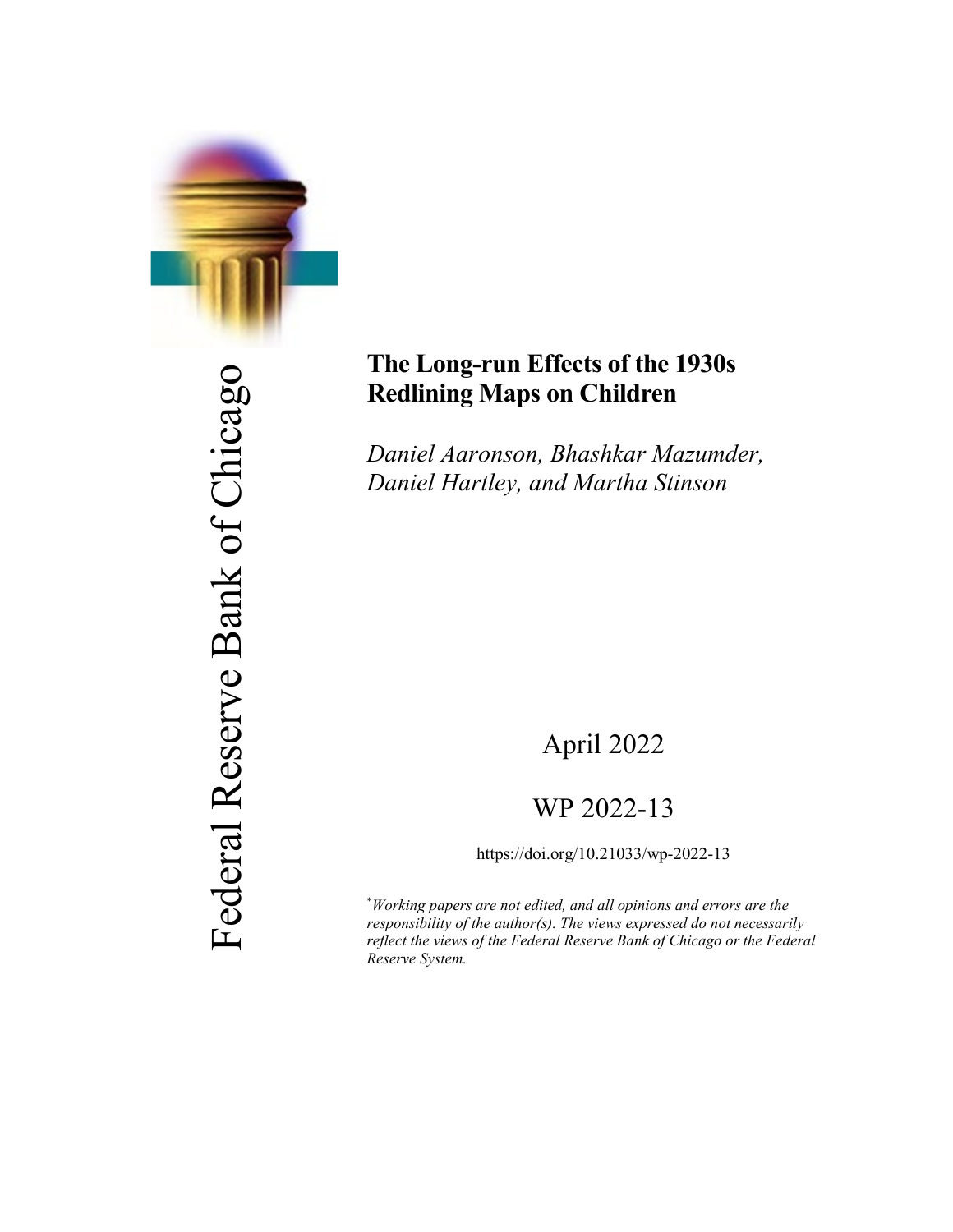Federal Reserve Bank of Chicago

# The Long-run Effects of the 1930s Redlining Maps on Children

*Daniel Aaronson, Bhashkar Mazumder, Daniel Hartley, and Martha Stinson*

April 2022

WP 2022-13

https://doi.org/10.21033/wp-2022-13

[*] *Working papers are not edited, and all opinions and errors are the responsibility of the author(s). The views expressed do not necessarily reflect the views of the Federal Reserve Bank of Chicago or the Federal Reserve System.*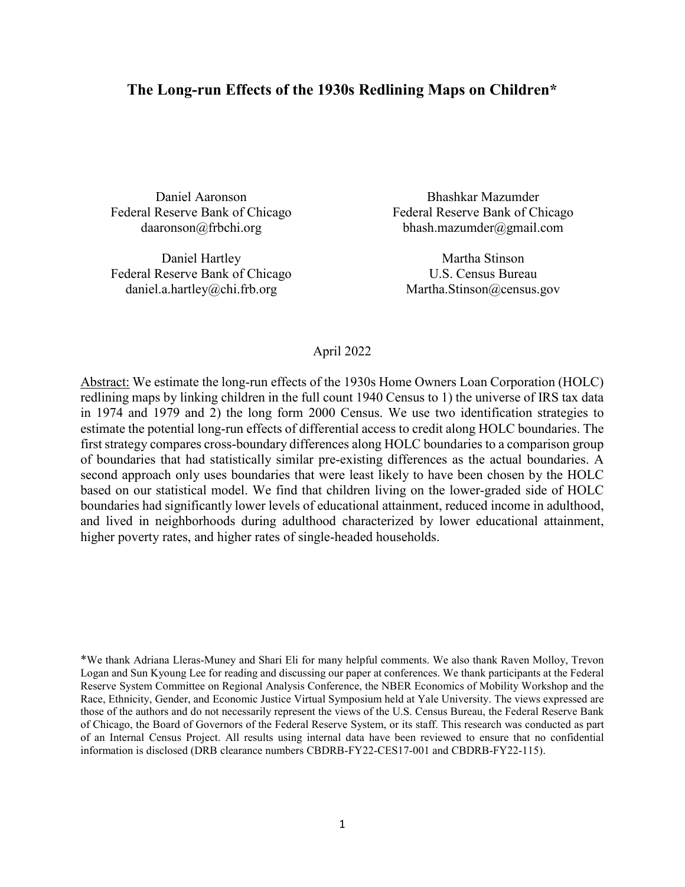# The Long-run Effects of the 1930s Redlining Maps on Children*

Daniel Aaronson
Federal Reserve Bank of Chicago
daaronson@frbchi.org

Bhashkar Mazumder
Federal Reserve Bank of Chicago
bhash.mazumder@gmail.com

Daniel Hartley
Federal Reserve Bank of Chicago
daniel.a.hartley@chi.frb.org

Martha Stinson
U.S. Census Bureau
Martha.Stinson@census.gov

April 2022

Abstract: We estimate the long-run effects of the 1930s Home Owners Loan Corporation (HOLC) redlining maps by linking children in the full count 1940 Census to 1) the universe of IRS tax data in 1974 and 1979 and 2) the long form 2000 Census. We use two identification strategies to estimate the potential long-run effects of differential access to credit along HOLC boundaries. The first strategy compares cross-boundary differences along HOLC boundaries to a comparison group of boundaries that had statistically similar pre-existing differences as the actual boundaries. A second approach only uses boundaries that were least likely to have been chosen by the HOLC based on our statistical model. We find that children living on the lower-graded side of HOLC boundaries had significantly lower levels of educational attainment, reduced income in adulthood, and lived in neighborhoods during adulthood characterized by lower educational attainment, higher poverty rates, and higher rates of single-headed households.

*We thank Adriana Lleras-Muney and Shari Eli for many helpful comments. We also thank Raven Molloy, Trevon Logan and Sun Kyoung Lee for reading and discussing our paper at conferences. We thank participants at the Federal Reserve System Committee on Regional Analysis Conference, the NBER Economics of Mobility Workshop and the Race, Ethnicity, Gender, and Economic Justice Virtual Symposium held at Yale University. The views expressed are those of the authors and do not necessarily represent the views of the U.S. Census Bureau, the Federal Reserve Bank of Chicago, the Board of Governors of the Federal Reserve System, or its staff. This research was conducted as part of an Internal Census Project. All results using internal data have been reviewed to ensure that no confidential information is disclosed (DRB clearance numbers CBDRB-FY22-CES17-001 and CBDRB-FY22-115).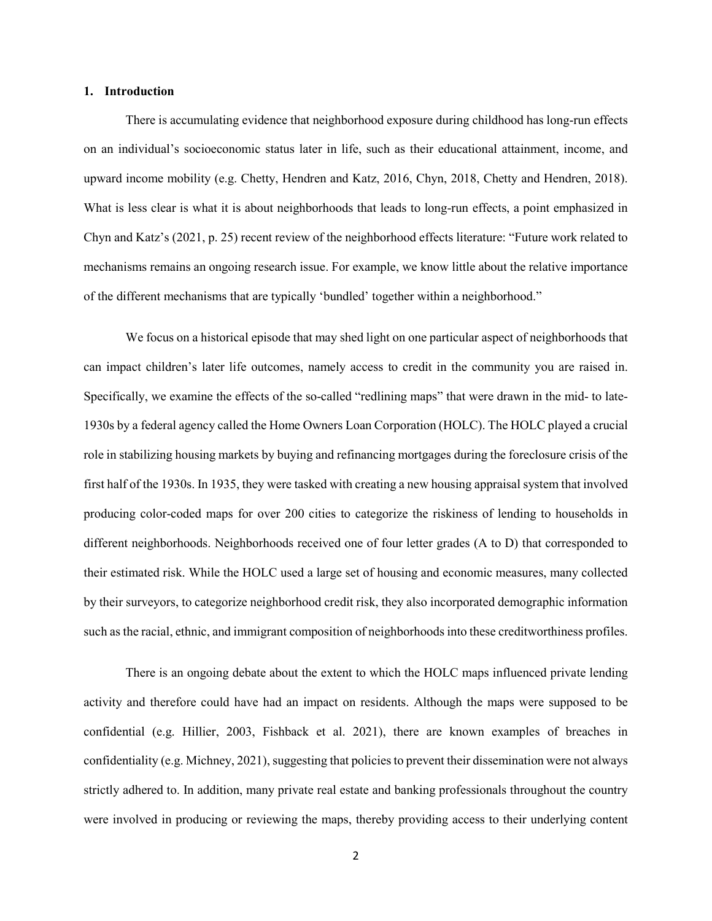## 1. Introduction

There is accumulating evidence that neighborhood exposure during childhood has long-run effects on an individual's socioeconomic status later in life, such as their educational attainment, income, and upward income mobility (e.g. Chetty, Hendren and Katz, 2016, Chyn, 2018, Chetty and Hendren, 2018). What is less clear is what it is about neighborhoods that leads to long-run effects, a point emphasized in Chyn and Katz's (2021, p. 25) recent review of the neighborhood effects literature: "Future work related to mechanisms remains an ongoing research issue. For example, we know little about the relative importance of the different mechanisms that are typically 'bundled' together within a neighborhood."

We focus on a historical episode that may shed light on one particular aspect of neighborhoods that can impact children's later life outcomes, namely access to credit in the community you are raised in. Specifically, we examine the effects of the so-called "redlining maps" that were drawn in the mid- to late-1930s by a federal agency called the Home Owners Loan Corporation (HOLC). The HOLC played a crucial role in stabilizing housing markets by buying and refinancing mortgages during the foreclosure crisis of the first half of the 1930s. In 1935, they were tasked with creating a new housing appraisal system that involved producing color-coded maps for over 200 cities to categorize the riskiness of lending to households in different neighborhoods. Neighborhoods received one of four letter grades (A to D) that corresponded to their estimated risk. While the HOLC used a large set of housing and economic measures, many collected by their surveyors, to categorize neighborhood credit risk, they also incorporated demographic information such as the racial, ethnic, and immigrant composition of neighborhoods into these creditworthiness profiles.

There is an ongoing debate about the extent to which the HOLC maps influenced private lending activity and therefore could have had an impact on residents. Although the maps were supposed to be confidential (e.g. Hillier, 2003, Fishback et al. 2021), there are known examples of breaches in confidentiality (e.g. Michney, 2021), suggesting that policies to prevent their dissemination were not always strictly adhered to. In addition, many private real estate and banking professionals throughout the country were involved in producing or reviewing the maps, thereby providing access to their underlying content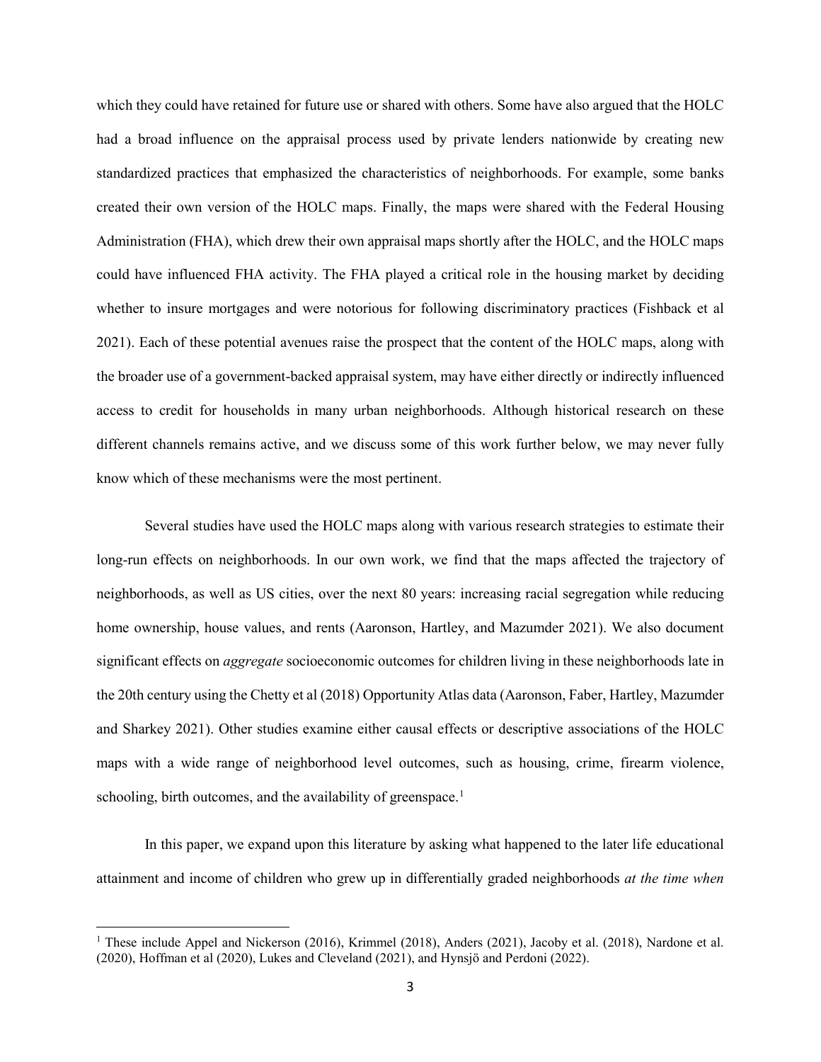which they could have retained for future use or shared with others. Some have also argued that the HOLC had a broad influence on the appraisal process used by private lenders nationwide by creating new standardized practices that emphasized the characteristics of neighborhoods. For example, some banks created their own version of the HOLC maps. Finally, the maps were shared with the Federal Housing Administration (FHA), which drew their own appraisal maps shortly after the HOLC, and the HOLC maps could have influenced FHA activity. The FHA played a critical role in the housing market by deciding whether to insure mortgages and were notorious for following discriminatory practices (Fishback et al 2021). Each of these potential avenues raise the prospect that the content of the HOLC maps, along with the broader use of a government-backed appraisal system, may have either directly or indirectly influenced access to credit for households in many urban neighborhoods. Although historical research on these different channels remains active, and we discuss some of this work further below, we may never fully know which of these mechanisms were the most pertinent.

Several studies have used the HOLC maps along with various research strategies to estimate their long-run effects on neighborhoods. In our own work, we find that the maps affected the trajectory of neighborhoods, as well as US cities, over the next 80 years: increasing racial segregation while reducing home ownership, house values, and rents (Aaronson, Hartley, and Mazumder 2021). We also document significant effects on *aggregate* socioeconomic outcomes for children living in these neighborhoods late in the 20th century using the Chetty et al (2018) Opportunity Atlas data (Aaronson, Faber, Hartley, Mazumder and Sharkey 2021). Other studies examine either causal effects or descriptive associations of the HOLC maps with a wide range of neighborhood level outcomes, such as housing, crime, firearm violence, schooling, birth outcomes, and the availability of greenspace.[1]

In this paper, we expand upon this literature by asking what happened to the later life educational attainment and income of children who grew up in differentially graded neighborhoods *at the time when*

[1] These include Appel and Nickerson (2016), Krimmel (2018), Anders (2021), Jacoby et al. (2018), Nardone et al. (2020), Hoffman et al (2020), Lukes and Cleveland (2021), and Hynsjö and Perdoni (2022).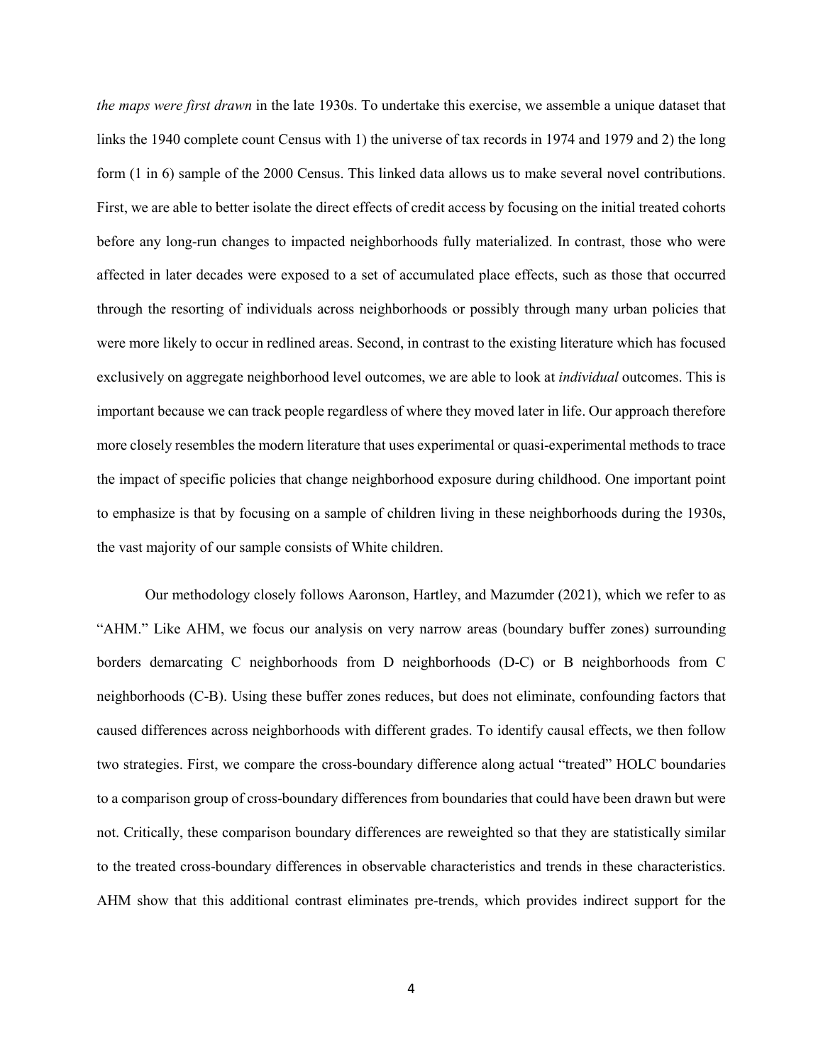*the maps were first drawn* in the late 1930s. To undertake this exercise, we assemble a unique dataset that links the 1940 complete count Census with 1) the universe of tax records in 1974 and 1979 and 2) the long form (1 in 6) sample of the 2000 Census. This linked data allows us to make several novel contributions. First, we are able to better isolate the direct effects of credit access by focusing on the initial treated cohorts before any long-run changes to impacted neighborhoods fully materialized. In contrast, those who were affected in later decades were exposed to a set of accumulated place effects, such as those that occurred through the resorting of individuals across neighborhoods or possibly through many urban policies that were more likely to occur in redlined areas. Second, in contrast to the existing literature which has focused exclusively on aggregate neighborhood level outcomes, we are able to look at *individual* outcomes. This is important because we can track people regardless of where they moved later in life. Our approach therefore more closely resembles the modern literature that uses experimental or quasi-experimental methods to trace the impact of specific policies that change neighborhood exposure during childhood. One important point to emphasize is that by focusing on a sample of children living in these neighborhoods during the 1930s, the vast majority of our sample consists of White children.

Our methodology closely follows Aaronson, Hartley, and Mazumder (2021), which we refer to as "AHM." Like AHM, we focus our analysis on very narrow areas (boundary buffer zones) surrounding borders demarcating C neighborhoods from D neighborhoods (D-C) or B neighborhoods from C neighborhoods (C-B). Using these buffer zones reduces, but does not eliminate, confounding factors that caused differences across neighborhoods with different grades. To identify causal effects, we then follow two strategies. First, we compare the cross-boundary difference along actual "treated" HOLC boundaries to a comparison group of cross-boundary differences from boundaries that could have been drawn but were not. Critically, these comparison boundary differences are reweighted so that they are statistically similar to the treated cross-boundary differences in observable characteristics and trends in these characteristics. AHM show that this additional contrast eliminates pre-trends, which provides indirect support for the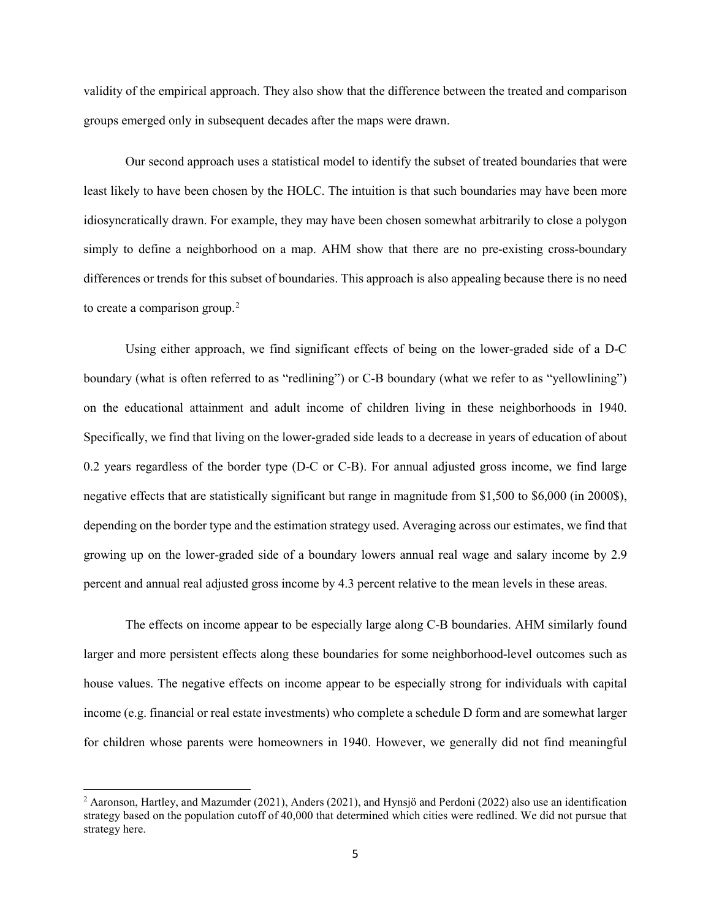validity of the empirical approach. They also show that the difference between the treated and comparison groups emerged only in subsequent decades after the maps were drawn.

Our second approach uses a statistical model to identify the subset of treated boundaries that were least likely to have been chosen by the HOLC. The intuition is that such boundaries may have been more idiosyncratically drawn. For example, they may have been chosen somewhat arbitrarily to close a polygon simply to define a neighborhood on a map. AHM show that there are no pre-existing cross-boundary differences or trends for this subset of boundaries. This approach is also appealing because there is no need to create a comparison group.[2]

Using either approach, we find significant effects of being on the lower-graded side of a D-C boundary (what is often referred to as "redlining") or C-B boundary (what we refer to as "yellowlining") on the educational attainment and adult income of children living in these neighborhoods in 1940. Specifically, we find that living on the lower-graded side leads to a decrease in years of education of about 0.2 years regardless of the border type (D-C or C-B). For annual adjusted gross income, we find large negative effects that are statistically significant but range in magnitude from $1,500 to $6,000 (in 2000$), depending on the border type and the estimation strategy used. Averaging across our estimates, we find that growing up on the lower-graded side of a boundary lowers annual real wage and salary income by 2.9 percent and annual real adjusted gross income by 4.3 percent relative to the mean levels in these areas.

The effects on income appear to be especially large along C-B boundaries. AHM similarly found larger and more persistent effects along these boundaries for some neighborhood-level outcomes such as house values. The negative effects on income appear to be especially strong for individuals with capital income (e.g. financial or real estate investments) who complete a schedule D form and are somewhat larger for children whose parents were homeowners in 1940. However, we generally did not find meaningful

[2] Aaronson, Hartley, and Mazumder (2021), Anders (2021), and Hynsjö and Perdoni (2022) also use an identification strategy based on the population cutoff of 40,000 that determined which cities were redlined. We did not pursue that strategy here.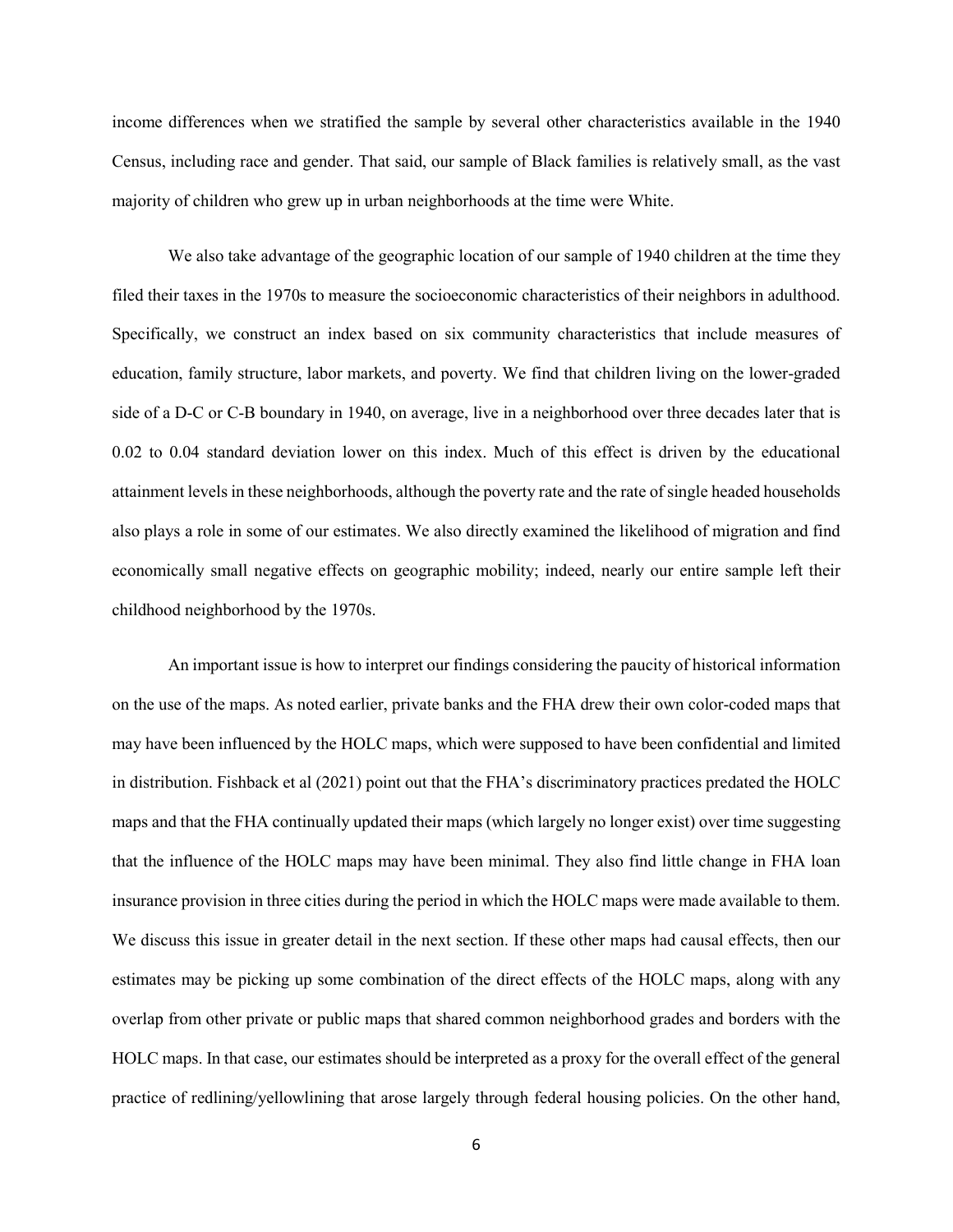income differences when we stratified the sample by several other characteristics available in the 1940 Census, including race and gender. That said, our sample of Black families is relatively small, as the vast majority of children who grew up in urban neighborhoods at the time were White.

We also take advantage of the geographic location of our sample of 1940 children at the time they filed their taxes in the 1970s to measure the socioeconomic characteristics of their neighbors in adulthood. Specifically, we construct an index based on six community characteristics that include measures of education, family structure, labor markets, and poverty. We find that children living on the lower-graded side of a D-C or C-B boundary in 1940, on average, live in a neighborhood over three decades later that is 0.02 to 0.04 standard deviation lower on this index. Much of this effect is driven by the educational attainment levels in these neighborhoods, although the poverty rate and the rate of single headed households also plays a role in some of our estimates. We also directly examined the likelihood of migration and find economically small negative effects on geographic mobility; indeed, nearly our entire sample left their childhood neighborhood by the 1970s.

An important issue is how to interpret our findings considering the paucity of historical information on the use of the maps. As noted earlier, private banks and the FHA drew their own color-coded maps that may have been influenced by the HOLC maps, which were supposed to have been confidential and limited in distribution. Fishback et al (2021) point out that the FHA's discriminatory practices predated the HOLC maps and that the FHA continually updated their maps (which largely no longer exist) over time suggesting that the influence of the HOLC maps may have been minimal. They also find little change in FHA loan insurance provision in three cities during the period in which the HOLC maps were made available to them. We discuss this issue in greater detail in the next section. If these other maps had causal effects, then our estimates may be picking up some combination of the direct effects of the HOLC maps, along with any overlap from other private or public maps that shared common neighborhood grades and borders with the HOLC maps. In that case, our estimates should be interpreted as a proxy for the overall effect of the general practice of redlining/yellowlining that arose largely through federal housing policies. On the other hand,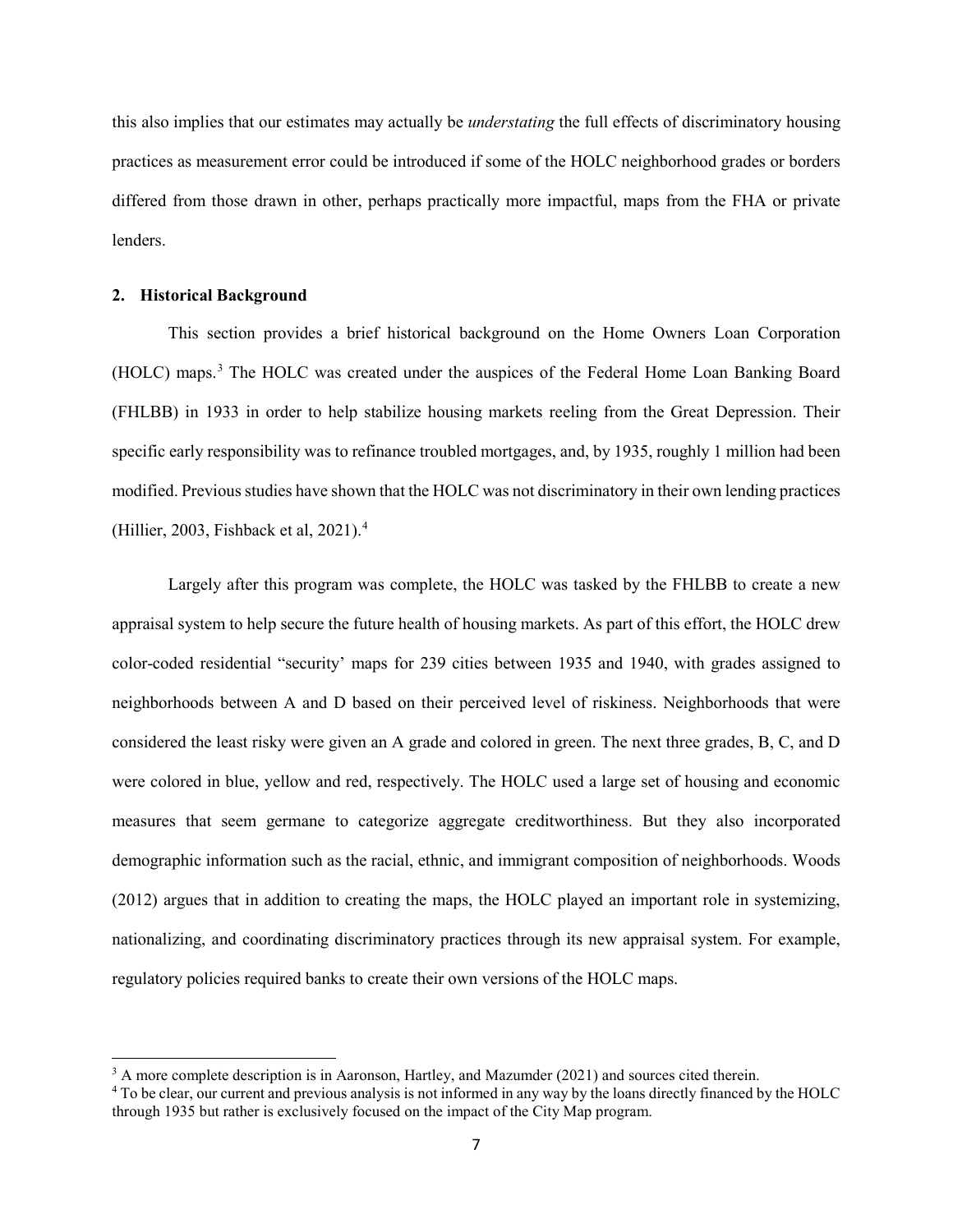this also implies that our estimates may actually be *understating* the full effects of discriminatory housing practices as measurement error could be introduced if some of the HOLC neighborhood grades or borders differed from those drawn in other, perhaps practically more impactful, maps from the FHA or private lenders.

## 2. Historical Background

This section provides a brief historical background on the Home Owners Loan Corporation (HOLC) maps.[3] The HOLC was created under the auspices of the Federal Home Loan Banking Board (FHLBB) in 1933 in order to help stabilize housing markets reeling from the Great Depression. Their specific early responsibility was to refinance troubled mortgages, and, by 1935, roughly 1 million had been modified. Previous studies have shown that the HOLC was not discriminatory in their own lending practices (Hillier, 2003, Fishback et al, 2021).[4]

Largely after this program was complete, the HOLC was tasked by the FHLBB to create a new appraisal system to help secure the future health of housing markets. As part of this effort, the HOLC drew color-coded residential "security' maps for 239 cities between 1935 and 1940, with grades assigned to neighborhoods between A and D based on their perceived level of riskiness. Neighborhoods that were considered the least risky were given an A grade and colored in green. The next three grades, B, C, and D were colored in blue, yellow and red, respectively. The HOLC used a large set of housing and economic measures that seem germane to categorize aggregate creditworthiness. But they also incorporated demographic information such as the racial, ethnic, and immigrant composition of neighborhoods. Woods (2012) argues that in addition to creating the maps, the HOLC played an important role in systemizing, nationalizing, and coordinating discriminatory practices through its new appraisal system. For example, regulatory policies required banks to create their own versions of the HOLC maps.

[3] A more complete description is in Aaronson, Hartley, and Mazumder (2021) and sources cited therein.

[4] To be clear, our current and previous analysis is not informed in any way by the loans directly financed by the HOLC through 1935 but rather is exclusively focused on the impact of the City Map program.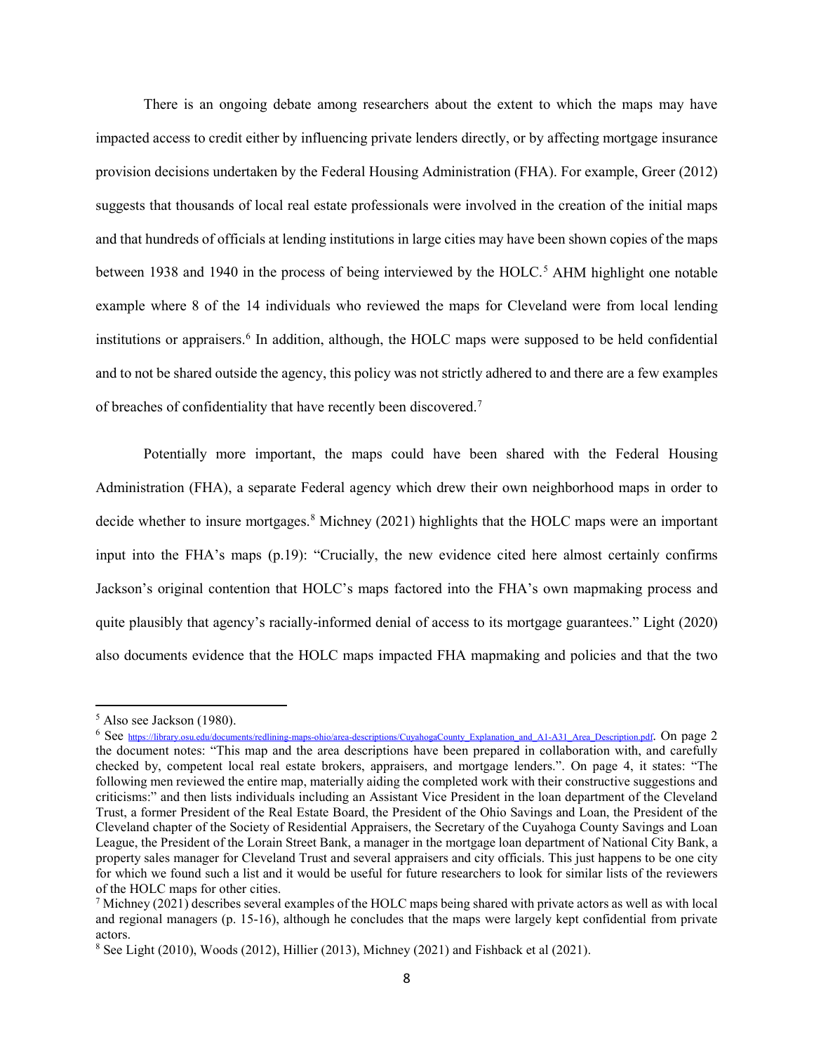There is an ongoing debate among researchers about the extent to which the maps may have impacted access to credit either by influencing private lenders directly, or by affecting mortgage insurance provision decisions undertaken by the Federal Housing Administration (FHA). For example, Greer (2012) suggests that thousands of local real estate professionals were involved in the creation of the initial maps and that hundreds of officials at lending institutions in large cities may have been shown copies of the maps between 1938 and 1940 in the process of being interviewed by the HOLC.[5] AHM highlight one notable example where 8 of the 14 individuals who reviewed the maps for Cleveland were from local lending institutions or appraisers.[6] In addition, although, the HOLC maps were supposed to be held confidential and to not be shared outside the agency, this policy was not strictly adhered to and there are a few examples of breaches of confidentiality that have recently been discovered.[7]

Potentially more important, the maps could have been shared with the Federal Housing Administration (FHA), a separate Federal agency which drew their own neighborhood maps in order to decide whether to insure mortgages.[8] Michney (2021) highlights that the HOLC maps were an important input into the FHA's maps (p.19): "Crucially, the new evidence cited here almost certainly confirms Jackson's original contention that HOLC's maps factored into the FHA's own mapmaking process and quite plausibly that agency's racially-informed denial of access to its mortgage guarantees." Light (2020) also documents evidence that the HOLC maps impacted FHA mapmaking and policies and that the two

---

[5] Also see Jackson (1980).

[6] See https://library.osu.edu/documents/redlining-maps-ohio/area-descriptions/CuyahogaCounty_Explanation_and_A1-A31_Area_Description.pdf. On page 2 the document notes: "This map and the area descriptions have been prepared in collaboration with, and carefully checked by, competent local real estate brokers, appraisers, and mortgage lenders.". On page 4, it states: "The following men reviewed the entire map, materially aiding the completed work with their constructive suggestions and criticisms:" and then lists individuals including an Assistant Vice President in the loan department of the Cleveland Trust, a former President of the Real Estate Board, the President of the Ohio Savings and Loan, the President of the Cleveland chapter of the Society of Residential Appraisers, the Secretary of the Cuyahoga County Savings and Loan League, the President of the Lorain Street Bank, a manager in the mortgage loan department of National City Bank, a property sales manager for Cleveland Trust and several appraisers and city officials. This just happens to be one city for which we found such a list and it would be useful for future researchers to look for similar lists of the reviewers of the HOLC maps for other cities.

[7] Michney (2021) describes several examples of the HOLC maps being shared with private actors as well as with local and regional managers (p. 15-16), although he concludes that the maps were largely kept confidential from private actors.

[8] See Light (2010), Woods (2012), Hillier (2013), Michney (2021) and Fishback et al (2021).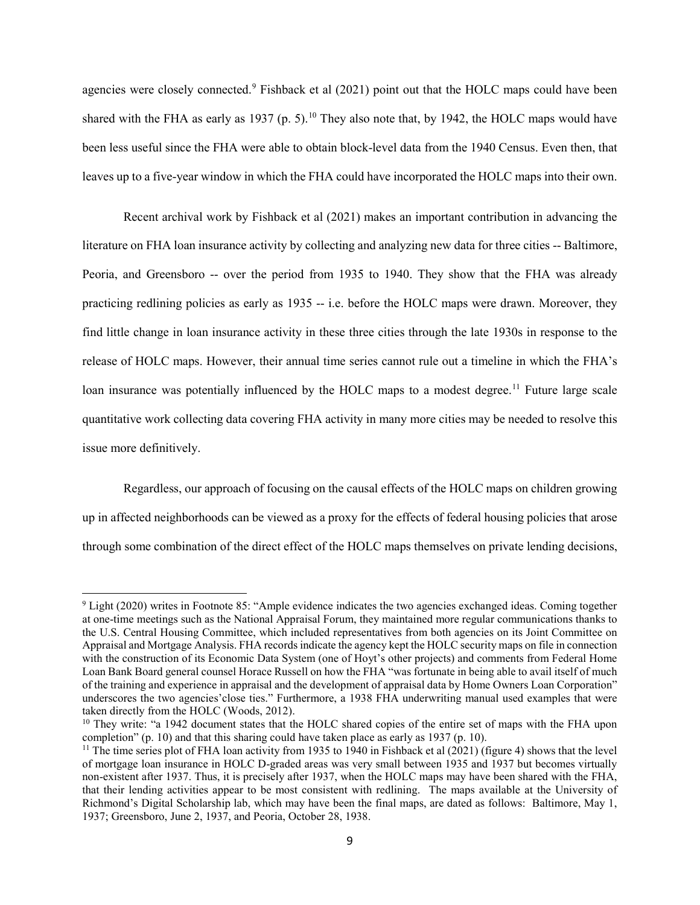agencies were closely connected.[9] Fishback et al (2021) point out that the HOLC maps could have been shared with the FHA as early as 1937 (p. 5).[10] They also note that, by 1942, the HOLC maps would have been less useful since the FHA were able to obtain block-level data from the 1940 Census. Even then, that leaves up to a five-year window in which the FHA could have incorporated the HOLC maps into their own.

Recent archival work by Fishback et al (2021) makes an important contribution in advancing the literature on FHA loan insurance activity by collecting and analyzing new data for three cities -- Baltimore, Peoria, and Greensboro -- over the period from 1935 to 1940. They show that the FHA was already practicing redlining policies as early as 1935 -- i.e. before the HOLC maps were drawn. Moreover, they find little change in loan insurance activity in these three cities through the late 1930s in response to the release of HOLC maps. However, their annual time series cannot rule out a timeline in which the FHA's loan insurance was potentially influenced by the HOLC maps to a modest degree.[11] Future large scale quantitative work collecting data covering FHA activity in many more cities may be needed to resolve this issue more definitively.

Regardless, our approach of focusing on the causal effects of the HOLC maps on children growing up in affected neighborhoods can be viewed as a proxy for the effects of federal housing policies that arose through some combination of the direct effect of the HOLC maps themselves on private lending decisions,

---

[9] Light (2020) writes in Footnote 85: "Ample evidence indicates the two agencies exchanged ideas. Coming together at one-time meetings such as the National Appraisal Forum, they maintained more regular communications thanks to the U.S. Central Housing Committee, which included representatives from both agencies on its Joint Committee on Appraisal and Mortgage Analysis. FHA records indicate the agency kept the HOLC security maps on file in connection with the construction of its Economic Data System (one of Hoyt's other projects) and comments from Federal Home Loan Bank Board general counsel Horace Russell on how the FHA "was fortunate in being able to avail itself of much of the training and experience in appraisal and the development of appraisal data by Home Owners Loan Corporation" underscores the two agencies'close ties." Furthermore, a 1938 FHA underwriting manual used examples that were taken directly from the HOLC (Woods, 2012).

[10] They write: "a 1942 document states that the HOLC shared copies of the entire set of maps with the FHA upon completion" (p. 10) and that this sharing could have taken place as early as 1937 (p. 10).

[11] The time series plot of FHA loan activity from 1935 to 1940 in Fishback et al (2021) (figure 4) shows that the level of mortgage loan insurance in HOLC D-graded areas was very small between 1935 and 1937 but becomes virtually non-existent after 1937. Thus, it is precisely after 1937, when the HOLC maps may have been shared with the FHA, that their lending activities appear to be most consistent with redlining. The maps available at the University of Richmond's Digital Scholarship lab, which may have been the final maps, are dated as follows: Baltimore, May 1, 1937; Greensboro, June 2, 1937, and Peoria, October 28, 1938.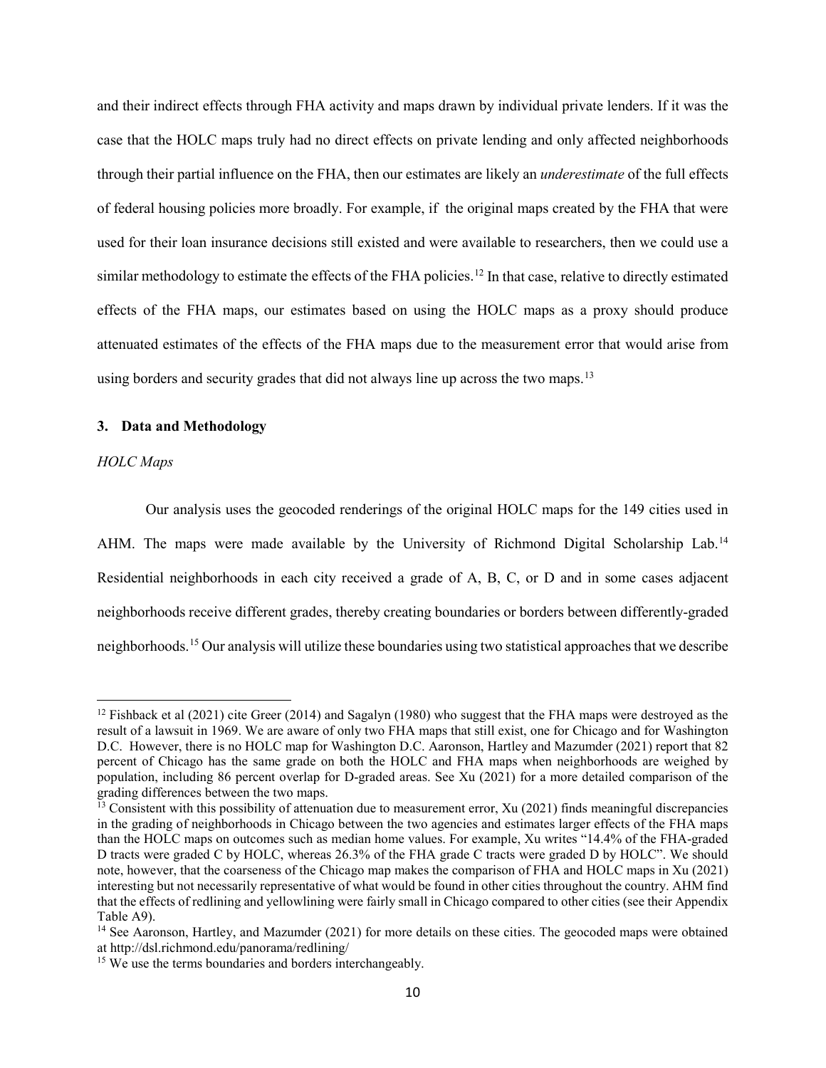and their indirect effects through FHA activity and maps drawn by individual private lenders. If it was the case that the HOLC maps truly had no direct effects on private lending and only affected neighborhoods through their partial influence on the FHA, then our estimates are likely an *underestimate* of the full effects of federal housing policies more broadly. For example, if the original maps created by the FHA that were used for their loan insurance decisions still existed and were available to researchers, then we could use a similar methodology to estimate the effects of the FHA policies.[12] In that case, relative to directly estimated effects of the FHA maps, our estimates based on using the HOLC maps as a proxy should produce attenuated estimates of the effects of the FHA maps due to the measurement error that would arise from using borders and security grades that did not always line up across the two maps.[13]

### 3. Data and Methodology

*HOLC Maps*

Our analysis uses the geocoded renderings of the original HOLC maps for the 149 cities used in AHM. The maps were made available by the University of Richmond Digital Scholarship Lab.[14] Residential neighborhoods in each city received a grade of A, B, C, or D and in some cases adjacent neighborhoods receive different grades, thereby creating boundaries or borders between differently-graded neighborhoods.[15] Our analysis will utilize these boundaries using two statistical approaches that we describe

---

[12] Fishback et al (2021) cite Greer (2014) and Sagalyn (1980) who suggest that the FHA maps were destroyed as the result of a lawsuit in 1969. We are aware of only two FHA maps that still exist, one for Chicago and for Washington D.C. However, there is no HOLC map for Washington D.C. Aaronson, Hartley and Mazumder (2021) report that 82 percent of Chicago has the same grade on both the HOLC and FHA maps when neighborhoods are weighed by population, including 86 percent overlap for D-graded areas. See Xu (2021) for a more detailed comparison of the grading differences between the two maps.

[13] Consistent with this possibility of attenuation due to measurement error, Xu (2021) finds meaningful discrepancies in the grading of neighborhoods in Chicago between the two agencies and estimates larger effects of the FHA maps than the HOLC maps on outcomes such as median home values. For example, Xu writes "14.4% of the FHA-graded D tracts were graded C by HOLC, whereas 26.3% of the FHA grade C tracts were graded D by HOLC". We should note, however, that the coarseness of the Chicago map makes the comparison of FHA and HOLC maps in Xu (2021) interesting but not necessarily representative of what would be found in other cities throughout the country. AHM find that the effects of redlining and yellowlining were fairly small in Chicago compared to other cities (see their Appendix Table A9).

[14] See Aaronson, Hartley, and Mazumder (2021) for more details on these cities. The geocoded maps were obtained at http://dsl.richmond.edu/panorama/redlining/

[15] We use the terms boundaries and borders interchangeably.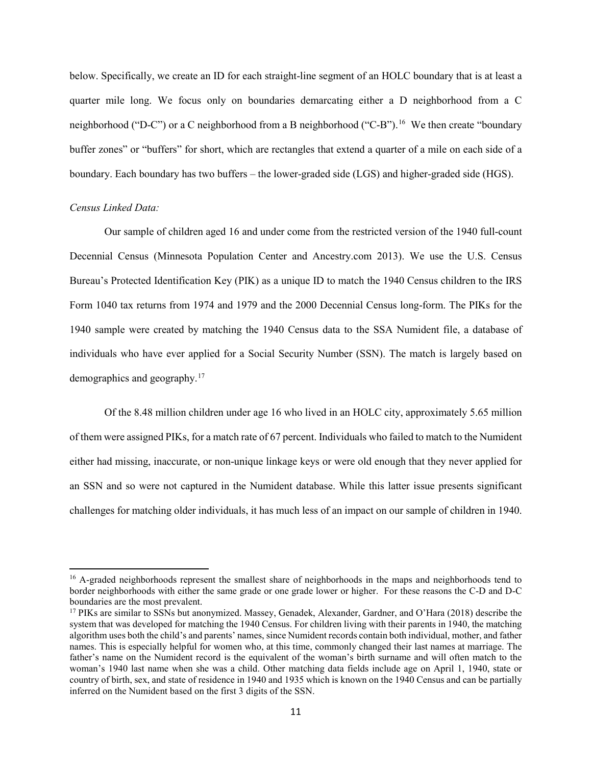below. Specifically, we create an ID for each straight-line segment of an HOLC boundary that is at least a quarter mile long. We focus only on boundaries demarcating either a D neighborhood from a C neighborhood ("D-C") or a C neighborhood from a B neighborhood ("C-B").[16] We then create "boundary buffer zones" or "buffers" for short, which are rectangles that extend a quarter of a mile on each side of a boundary. Each boundary has two buffers – the lower-graded side (LGS) and higher-graded side (HGS).

*Census Linked Data:*

Our sample of children aged 16 and under come from the restricted version of the 1940 full-count Decennial Census (Minnesota Population Center and Ancestry.com 2013). We use the U.S. Census Bureau's Protected Identification Key (PIK) as a unique ID to match the 1940 Census children to the IRS Form 1040 tax returns from 1974 and 1979 and the 2000 Decennial Census long-form. The PIKs for the 1940 sample were created by matching the 1940 Census data to the SSA Numident file, a database of individuals who have ever applied for a Social Security Number (SSN). The match is largely based on demographics and geography.[17]

Of the 8.48 million children under age 16 who lived in an HOLC city, approximately 5.65 million of them were assigned PIKs, for a match rate of 67 percent. Individuals who failed to match to the Numident either had missing, inaccurate, or non-unique linkage keys or were old enough that they never applied for an SSN and so were not captured in the Numident database. While this latter issue presents significant challenges for matching older individuals, it has much less of an impact on our sample of children in 1940.

[16] A-graded neighborhoods represent the smallest share of neighborhoods in the maps and neighborhoods tend to border neighborhoods with either the same grade or one grade lower or higher. For these reasons the C-D and D-C boundaries are the most prevalent.

[17] PIKs are similar to SSNs but anonymized. Massey, Genadek, Alexander, Gardner, and O'Hara (2018) describe the system that was developed for matching the 1940 Census. For children living with their parents in 1940, the matching algorithm uses both the child's and parents' names, since Numident records contain both individual, mother, and father names. This is especially helpful for women who, at this time, commonly changed their last names at marriage. The father's name on the Numident record is the equivalent of the woman's birth surname and will often match to the woman's 1940 last name when she was a child. Other matching data fields include age on April 1, 1940, state or country of birth, sex, and state of residence in 1940 and 1935 which is known on the 1940 Census and can be partially inferred on the Numident based on the first 3 digits of the SSN.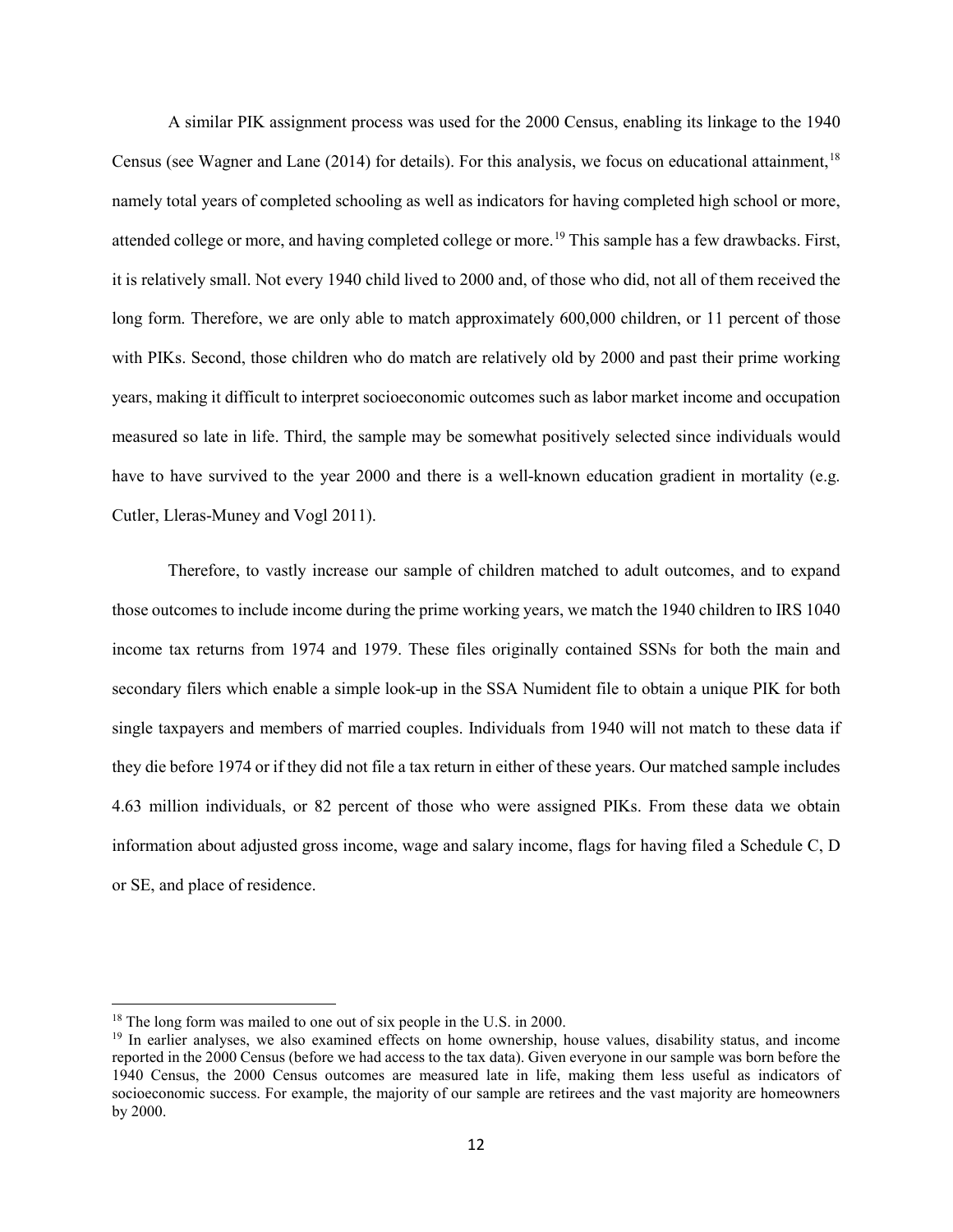A similar PIK assignment process was used for the 2000 Census, enabling its linkage to the 1940 Census (see Wagner and Lane (2014) for details). For this analysis, we focus on educational attainment,[18] namely total years of completed schooling as well as indicators for having completed high school or more, attended college or more, and having completed college or more.[19] This sample has a few drawbacks. First, it is relatively small. Not every 1940 child lived to 2000 and, of those who did, not all of them received the long form. Therefore, we are only able to match approximately 600,000 children, or 11 percent of those with PIKs. Second, those children who do match are relatively old by 2000 and past their prime working years, making it difficult to interpret socioeconomic outcomes such as labor market income and occupation measured so late in life. Third, the sample may be somewhat positively selected since individuals would have to have survived to the year 2000 and there is a well-known education gradient in mortality (e.g. Cutler, Lleras-Muney and Vogl 2011).

Therefore, to vastly increase our sample of children matched to adult outcomes, and to expand those outcomes to include income during the prime working years, we match the 1940 children to IRS 1040 income tax returns from 1974 and 1979. These files originally contained SSNs for both the main and secondary filers which enable a simple look-up in the SSA Numident file to obtain a unique PIK for both single taxpayers and members of married couples. Individuals from 1940 will not match to these data if they die before 1974 or if they did not file a tax return in either of these years. Our matched sample includes 4.63 million individuals, or 82 percent of those who were assigned PIKs. From these data we obtain information about adjusted gross income, wage and salary income, flags for having filed a Schedule C, D or SE, and place of residence.

---

[18] The long form was mailed to one out of six people in the U.S. in 2000.

[19] In earlier analyses, we also examined effects on home ownership, house values, disability status, and income reported in the 2000 Census (before we had access to the tax data). Given everyone in our sample was born before the 1940 Census, the 2000 Census outcomes are measured late in life, making them less useful as indicators of socioeconomic success. For example, the majority of our sample are retirees and the vast majority are homeowners by 2000.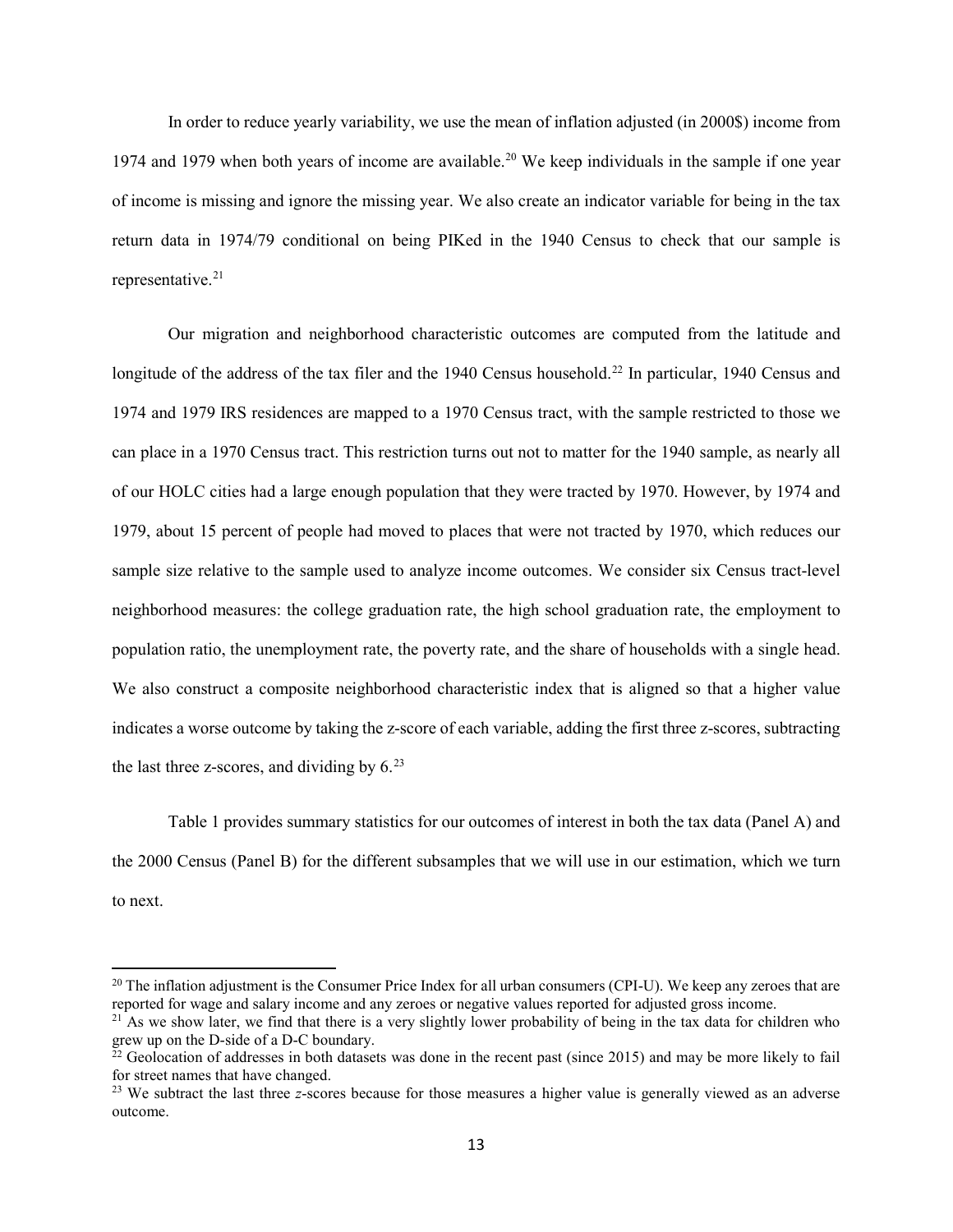In order to reduce yearly variability, we use the mean of inflation adjusted (in 2000$) income from 1974 and 1979 when both years of income are available.[20] We keep individuals in the sample if one year of income is missing and ignore the missing year. We also create an indicator variable for being in the tax return data in 1974/79 conditional on being PIKed in the 1940 Census to check that our sample is representative.[21]

Our migration and neighborhood characteristic outcomes are computed from the latitude and longitude of the address of the tax filer and the 1940 Census household.[22] In particular, 1940 Census and 1974 and 1979 IRS residences are mapped to a 1970 Census tract, with the sample restricted to those we can place in a 1970 Census tract. This restriction turns out not to matter for the 1940 sample, as nearly all of our HOLC cities had a large enough population that they were tracted by 1970. However, by 1974 and 1979, about 15 percent of people had moved to places that were not tracted by 1970, which reduces our sample size relative to the sample used to analyze income outcomes. We consider six Census tract-level neighborhood measures: the college graduation rate, the high school graduation rate, the employment to population ratio, the unemployment rate, the poverty rate, and the share of households with a single head. We also construct a composite neighborhood characteristic index that is aligned so that a higher value indicates a worse outcome by taking the z-score of each variable, adding the first three z-scores, subtracting the last three z-scores, and dividing by 6.[23]

Table 1 provides summary statistics for our outcomes of interest in both the tax data (Panel A) and the 2000 Census (Panel B) for the different subsamples that we will use in our estimation, which we turn to next.

---

[20] The inflation adjustment is the Consumer Price Index for all urban consumers (CPI-U). We keep any zeroes that are reported for wage and salary income and any zeroes or negative values reported for adjusted gross income.

[21] As we show later, we find that there is a very slightly lower probability of being in the tax data for children who grew up on the D-side of a D-C boundary.

[22] Geolocation of addresses in both datasets was done in the recent past (since 2015) and may be more likely to fail for street names that have changed.

[23] We subtract the last three *z*-scores because for those measures a higher value is generally viewed as an adverse outcome.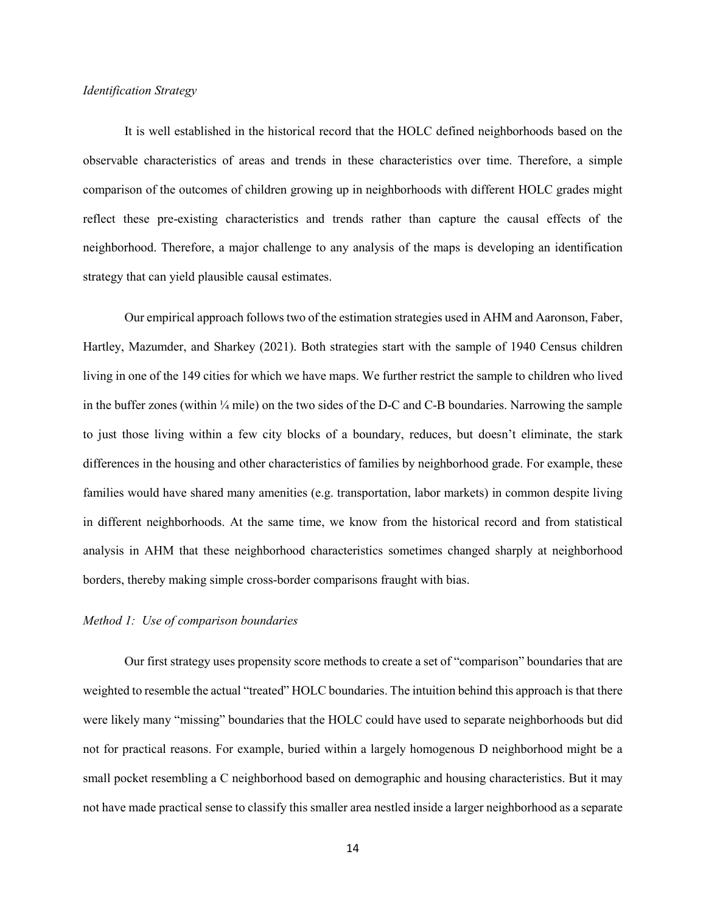*Identification Strategy*

It is well established in the historical record that the HOLC defined neighborhoods based on the observable characteristics of areas and trends in these characteristics over time. Therefore, a simple comparison of the outcomes of children growing up in neighborhoods with different HOLC grades might reflect these pre-existing characteristics and trends rather than capture the causal effects of the neighborhood. Therefore, a major challenge to any analysis of the maps is developing an identification strategy that can yield plausible causal estimates.

Our empirical approach follows two of the estimation strategies used in AHM and Aaronson, Faber, Hartley, Mazumder, and Sharkey (2021). Both strategies start with the sample of 1940 Census children living in one of the 149 cities for which we have maps. We further restrict the sample to children who lived in the buffer zones (within ¼ mile) on the two sides of the D-C and C-B boundaries. Narrowing the sample to just those living within a few city blocks of a boundary, reduces, but doesn't eliminate, the stark differences in the housing and other characteristics of families by neighborhood grade. For example, these families would have shared many amenities (e.g. transportation, labor markets) in common despite living in different neighborhoods. At the same time, we know from the historical record and from statistical analysis in AHM that these neighborhood characteristics sometimes changed sharply at neighborhood borders, thereby making simple cross-border comparisons fraught with bias.

*Method 1: Use of comparison boundaries*

Our first strategy uses propensity score methods to create a set of "comparison" boundaries that are weighted to resemble the actual "treated" HOLC boundaries. The intuition behind this approach is that there were likely many "missing" boundaries that the HOLC could have used to separate neighborhoods but did not for practical reasons. For example, buried within a largely homogenous D neighborhood might be a small pocket resembling a C neighborhood based on demographic and housing characteristics. But it may not have made practical sense to classify this smaller area nestled inside a larger neighborhood as a separate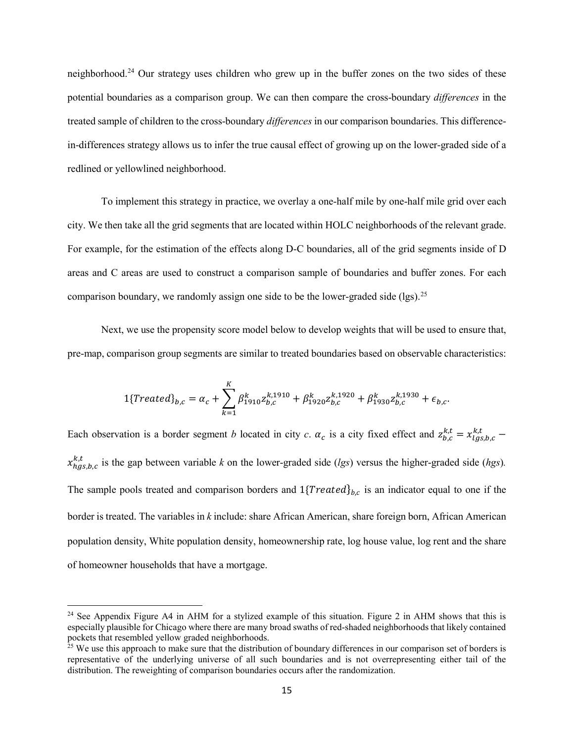neighborhood.[24] Our strategy uses children who grew up in the buffer zones on the two sides of these potential boundaries as a comparison group. We can then compare the cross-boundary *differences* in the treated sample of children to the cross-boundary *differences* in our comparison boundaries. This difference-in-differences strategy allows us to infer the true causal effect of growing up on the lower-graded side of a redlined or yellowlined neighborhood.

To implement this strategy in practice, we overlay a one-half mile by one-half mile grid over each city. We then take all the grid segments that are located within HOLC neighborhoods of the relevant grade. For example, for the estimation of the effects along D-C boundaries, all of the grid segments inside of D areas and C areas are used to construct a comparison sample of boundaries and buffer zones. For each comparison boundary, we randomly assign one side to be the lower-graded side (lgs).[25]

Next, we use the propensity score model below to develop weights that will be used to ensure that, pre-map, comparison group segments are similar to treated boundaries based on observable characteristics:

$$1\{Treated\}_{b,c} = \alpha_c + \sum_{k=1}^{K} \beta_{1910}^{k} z_{b,c}^{k,1910} + \beta_{1920}^{k} z_{b,c}^{k,1920} + \beta_{1930}^{k} z_{b,c}^{k,1930} + \epsilon_{b,c}.$$

Each observation is a border segment *b* located in city *c*. $\alpha_c$ is a city fixed effect and $z_{b,c}^{k,t} = x_{lgs,b,c}^{k,t} - x_{hgs,b,c}^{k,t}$ is the gap between variable *k* on the lower-graded side (*lgs*) versus the higher-graded side (*hgs*). The sample pools treated and comparison borders and $1\{Treated\}_{b,c}$ is an indicator equal to one if the border is treated. The variables in *k* include: share African American, share foreign born, African American population density, White population density, homeownership rate, log house value, log rent and the share of homeowner households that have a mortgage.

[24] See Appendix Figure A4 in AHM for a stylized example of this situation. Figure 2 in AHM shows that this is especially plausible for Chicago where there are many broad swaths of red-shaded neighborhoods that likely contained pockets that resembled yellow graded neighborhoods.

[25] We use this approach to make sure that the distribution of boundary differences in our comparison set of borders is representative of the underlying universe of all such boundaries and is not overrepresenting either tail of the distribution. The reweighting of comparison boundaries occurs after the randomization.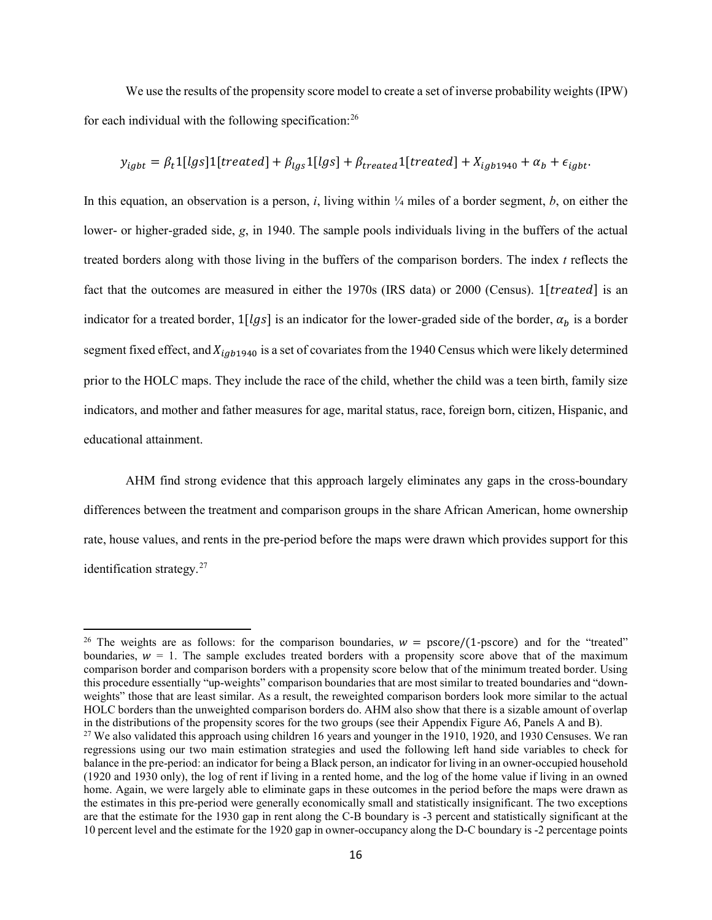We use the results of the propensity score model to create a set of inverse probability weights (IPW) for each individual with the following specification:[26]

$$y_{igbt} = \beta_t 1[lgs]1[treated] + \beta_{lgs} 1[lgs] + \beta_{treated} 1[treated] + X_{igb1940} + \alpha_b + \epsilon_{igbt}.$$

In this equation, an observation is a person, *i*, living within ¼ miles of a border segment, *b*, on either the lower- or higher-graded side, *g*, in 1940. The sample pools individuals living in the buffers of the actual treated borders along with those living in the buffers of the comparison borders. The index *t* reflects the fact that the outcomes are measured in either the 1970s (IRS data) or 2000 (Census). $1[treated]$ is an indicator for a treated border, $1[lgs]$ is an indicator for the lower-graded side of the border, $\alpha_b$ is a border segment fixed effect, and $X_{igb1940}$ is a set of covariates from the 1940 Census which were likely determined prior to the HOLC maps. They include the race of the child, whether the child was a teen birth, family size indicators, and mother and father measures for age, marital status, race, foreign born, citizen, Hispanic, and educational attainment.

AHM find strong evidence that this approach largely eliminates any gaps in the cross-boundary differences between the treatment and comparison groups in the share African American, home ownership rate, house values, and rents in the pre-period before the maps were drawn which provides support for this identification strategy.[27]

---

[26] The weights are as follows: for the comparison boundaries, $w$ = pscore/(1-pscore) and for the "treated" boundaries, $w$ = 1. The sample excludes treated borders with a propensity score above that of the maximum comparison border and comparison borders with a propensity score below that of the minimum treated border. Using this procedure essentially "up-weights" comparison boundaries that are most similar to treated boundaries and "down-weights" those that are least similar. As a result, the reweighted comparison borders look more similar to the actual HOLC borders than the unweighted comparison borders do. AHM also show that there is a sizable amount of overlap in the distributions of the propensity scores for the two groups (see their Appendix Figure A6, Panels A and B).

[27] We also validated this approach using children 16 years and younger in the 1910, 1920, and 1930 Censuses. We ran regressions using our two main estimation strategies and used the following left hand side variables to check for balance in the pre-period: an indicator for being a Black person, an indicator for living in an owner-occupied household (1920 and 1930 only), the log of rent if living in a rented home, and the log of the home value if living in an owned home. Again, we were largely able to eliminate gaps in these outcomes in the period before the maps were drawn as the estimates in this pre-period were generally economically small and statistically insignificant. The two exceptions are that the estimate for the 1930 gap in rent along the C-B boundary is -3 percent and statistically significant at the 10 percent level and the estimate for the 1920 gap in owner-occupancy along the D-C boundary is -2 percentage points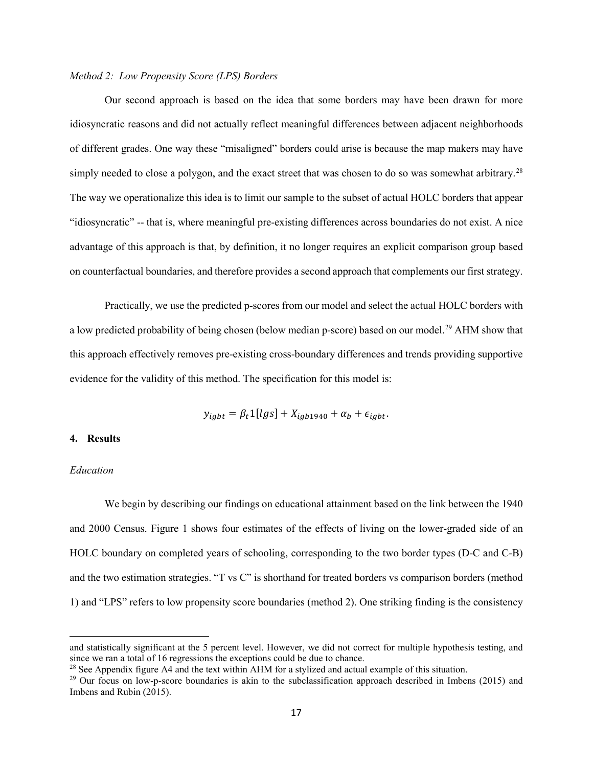*Method 2: Low Propensity Score (LPS) Borders*

Our second approach is based on the idea that some borders may have been drawn for more idiosyncratic reasons and did not actually reflect meaningful differences between adjacent neighborhoods of different grades. One way these "misaligned" borders could arise is because the map makers may have simply needed to close a polygon, and the exact street that was chosen to do so was somewhat arbitrary.[28] The way we operationalize this idea is to limit our sample to the subset of actual HOLC borders that appear "idiosyncratic" -- that is, where meaningful pre-existing differences across boundaries do not exist. A nice advantage of this approach is that, by definition, it no longer requires an explicit comparison group based on counterfactual boundaries, and therefore provides a second approach that complements our first strategy.

Practically, we use the predicted p-scores from our model and select the actual HOLC borders with a low predicted probability of being chosen (below median p-score) based on our model.[29] AHM show that this approach effectively removes pre-existing cross-boundary differences and trends providing supportive evidence for the validity of this method. The specification for this model is:

$$y_{igbt} = \beta_t 1[lgs] + X_{igb1940} + \alpha_b + \epsilon_{igbt}.$$

## 4. Results

*Education*

We begin by describing our findings on educational attainment based on the link between the 1940 and 2000 Census. Figure 1 shows four estimates of the effects of living on the lower-graded side of an HOLC boundary on completed years of schooling, corresponding to the two border types (D-C and C-B) and the two estimation strategies. "T vs C" is shorthand for treated borders vs comparison borders (method 1) and "LPS" refers to low propensity score boundaries (method 2). One striking finding is the consistency

---

and statistically significant at the 5 percent level. However, we did not correct for multiple hypothesis testing, and since we ran a total of 16 regressions the exceptions could be due to chance.

[28] See Appendix figure A4 and the text within AHM for a stylized and actual example of this situation.

[29] Our focus on low-p-score boundaries is akin to the subclassification approach described in Imbens (2015) and Imbens and Rubin (2015).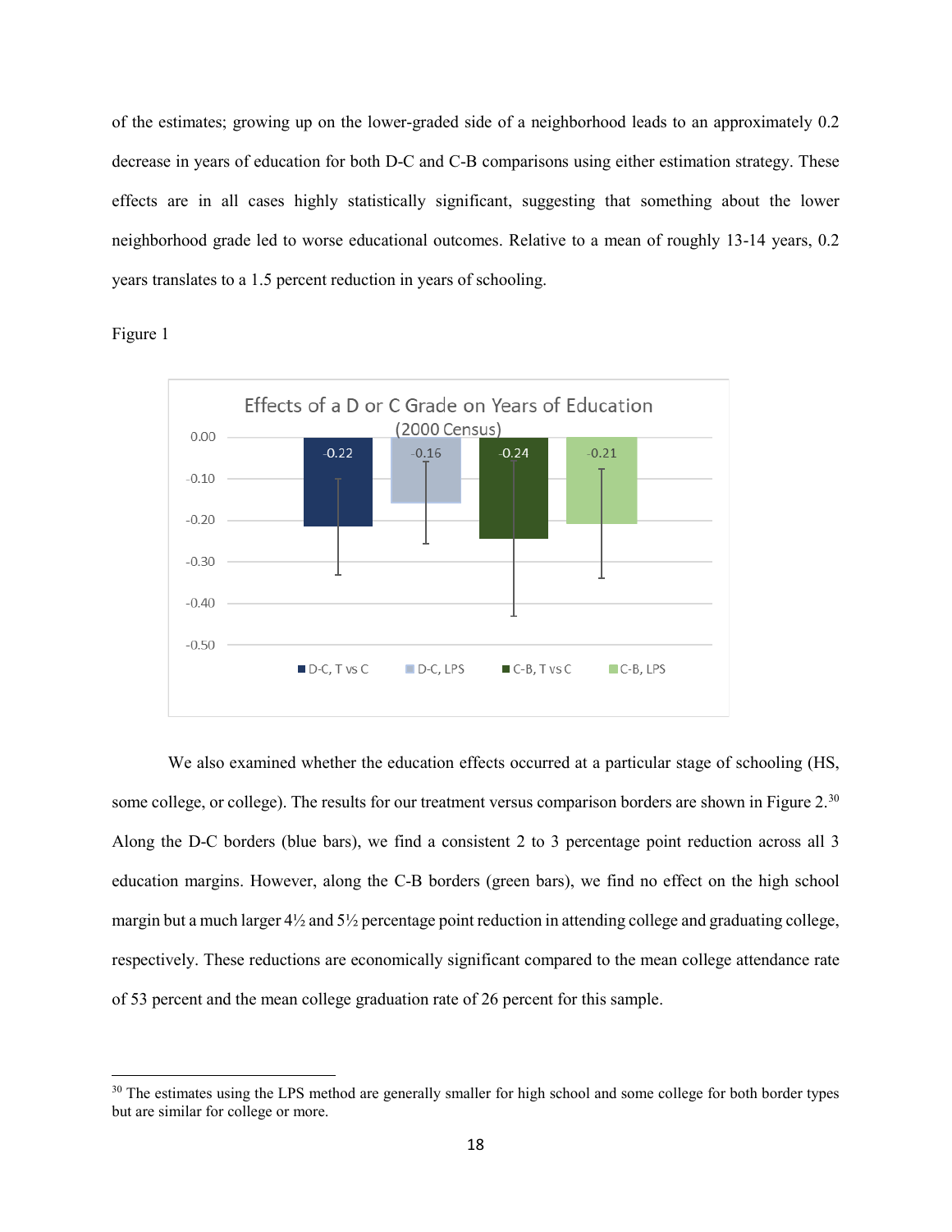of the estimates; growing up on the lower-graded side of a neighborhood leads to an approximately 0.2 decrease in years of education for both D-C and C-B comparisons using either estimation strategy. These effects are in all cases highly statistically significant, suggesting that something about the lower neighborhood grade led to worse educational outcomes. Relative to a mean of roughly 13-14 years, 0.2 years translates to a 1.5 percent reduction in years of schooling.

Figure 1

Effects of a D or C Grade on Years of Education
(2000 Census)

0.00
-0.10
-0.20
-0.30
-0.40
-0.50

-0.22
-0.16
-0.24
-0.21

D-C, T vs C
D-C, LPS
C-B, T vs C
C-B, LPS

We also examined whether the education effects occurred at a particular stage of schooling (HS, some college, or college). The results for our treatment versus comparison borders are shown in Figure 2.[30] Along the D-C borders (blue bars), we find a consistent 2 to 3 percentage point reduction across all 3 education margins. However, along the C-B borders (green bars), we find no effect on the high school margin but a much larger 4½ and 5½ percentage point reduction in attending college and graduating college, respectively. These reductions are economically significant compared to the mean college attendance rate of 53 percent and the mean college graduation rate of 26 percent for this sample.

[30] The estimates using the LPS method are generally smaller for high school and some college for both border types but are similar for college or more.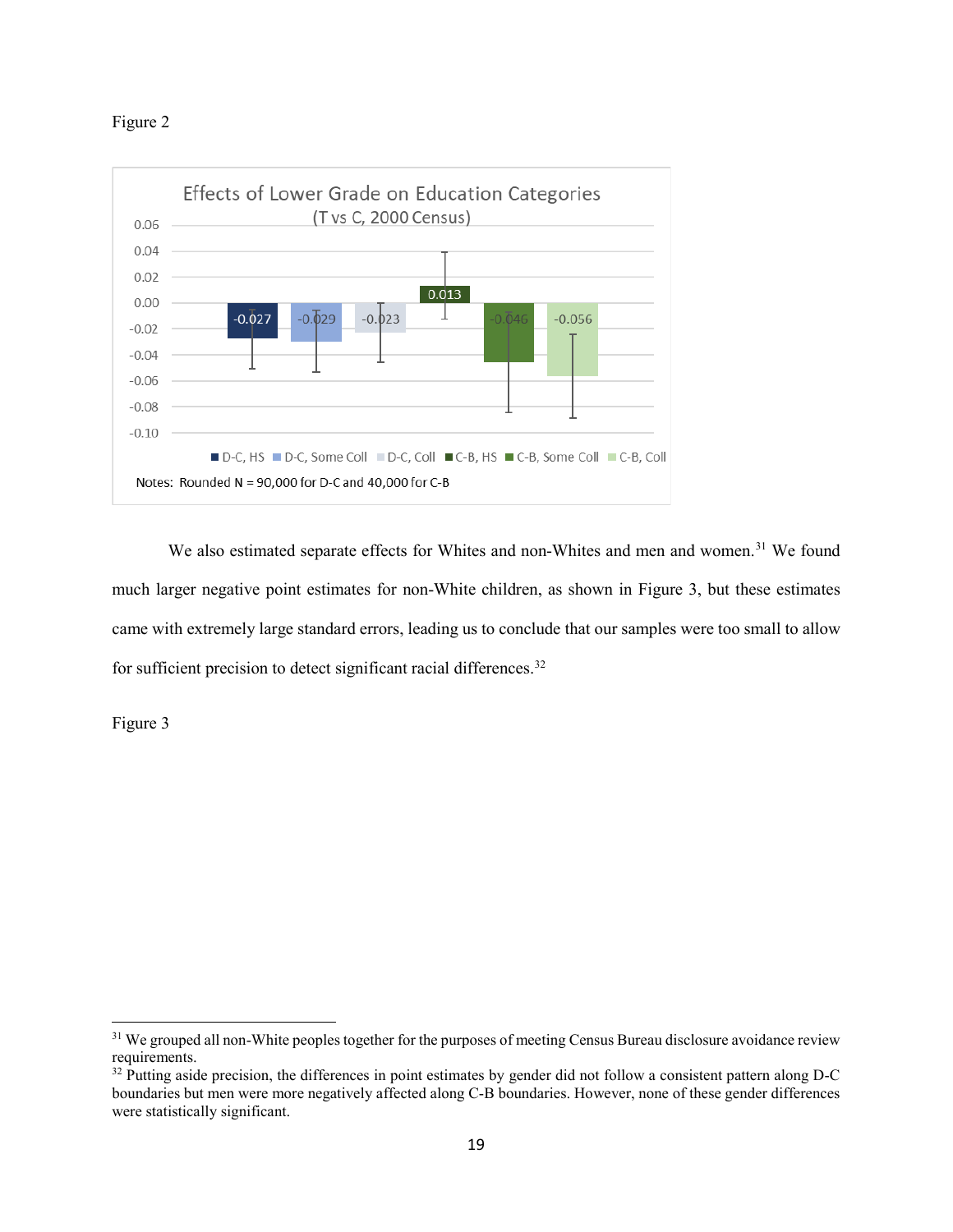Figure 2

Effects of Lower Grade on Education Categories

(T vs C, 2000 Census)

0.06
0.04
0.02
0.00
-0.02
-0.04
-0.06
-0.08
-0.10

-0.027
-0.029
-0.023
0.013
-0.046
-0.056

D-C, HS
D-C, Some Coll
D-C, Coll
C-B, HS
C-B, Some Coll
C-B, Coll

Notes: Rounded N = 90,000 for D-C and 40,000 for C-B

We also estimated separate effects for Whites and non-Whites and men and women.[31] We found much larger negative point estimates for non-White children, as shown in Figure 3, but these estimates came with extremely large standard errors, leading us to conclude that our samples were too small to allow for sufficient precision to detect significant racial differences.[32]

Figure 3

[31] We grouped all non-White peoples together for the purposes of meeting Census Bureau disclosure avoidance review requirements.

[32] Putting aside precision, the differences in point estimates by gender did not follow a consistent pattern along D-C boundaries but men were more negatively affected along C-B boundaries. However, none of these gender differences were statistically significant.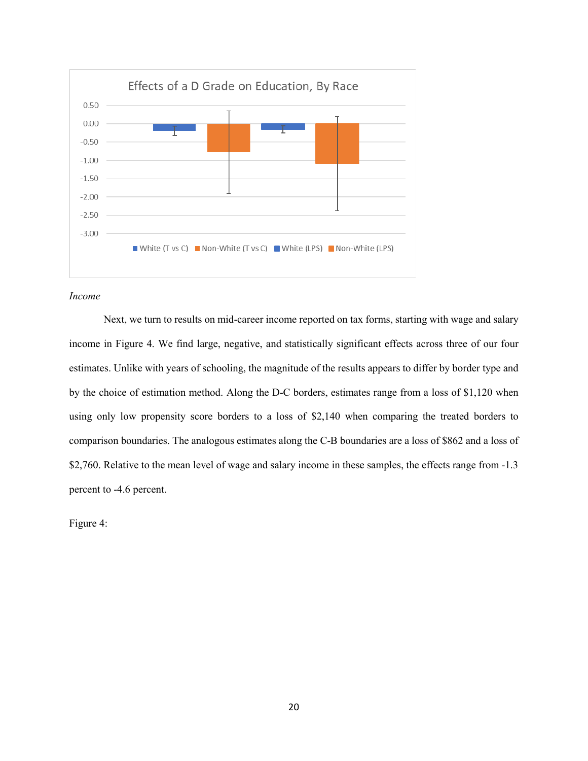Effects of a D Grade on Education, By Race

0.50
0.00
-0.50
-1.00
-1.50
-2.00
-2.50
-3.00

White (T vs C) Non-White (T vs C) White (LPS) Non-White (LPS)

*Income*

Next, we turn to results on mid-career income reported on tax forms, starting with wage and salary income in Figure 4. We find large, negative, and statistically significant effects across three of our four estimates. Unlike with years of schooling, the magnitude of the results appears to differ by border type and by the choice of estimation method. Along the D-C borders, estimates range from a loss of $1,120 when using only low propensity score borders to a loss of $2,140 when comparing the treated borders to comparison boundaries. The analogous estimates along the C-B boundaries are a loss of $862 and a loss of $2,760. Relative to the mean level of wage and salary income in these samples, the effects range from -1.3 percent to -4.6 percent.

Figure 4: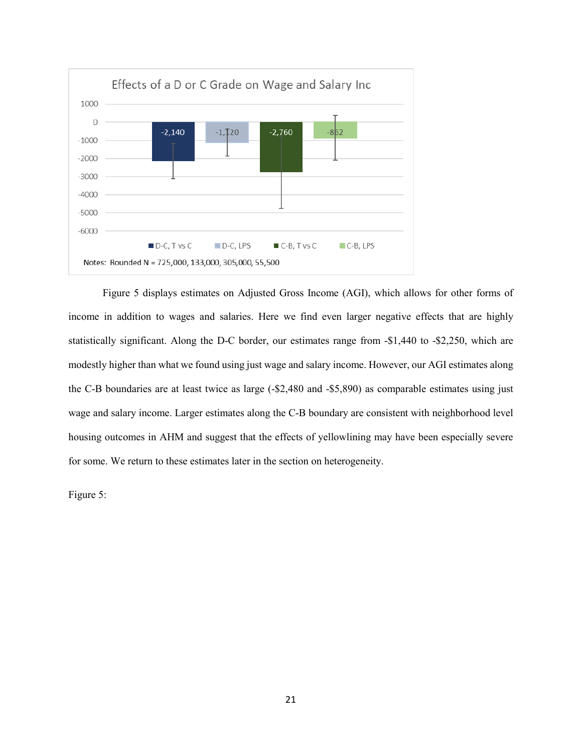Effects of a D or C Grade on Wage and Salary Inc

1000
0
-1000
-2000
-3000
-4000
-5000
-6000

-2,140
-1,120
-2,760
-862

D-C, T vs C
D-C, LPS
C-B, T vs C
C-B, LPS

Notes: Rounded N = 725,000, 133,000, 305,000, 55,500

Figure 5 displays estimates on Adjusted Gross Income (AGI), which allows for other forms of income in addition to wages and salaries. Here we find even larger negative effects that are highly statistically significant. Along the D-C border, our estimates range from -$1,440 to -$2,250, which are modestly higher than what we found using just wage and salary income. However, our AGI estimates along the C-B boundaries are at least twice as large (-$2,480 and -$5,890) as comparable estimates using just wage and salary income. Larger estimates along the C-B boundary are consistent with neighborhood level housing outcomes in AHM and suggest that the effects of yellowlining may have been especially severe for some. We return to these estimates later in the section on heterogeneity.

Figure 5: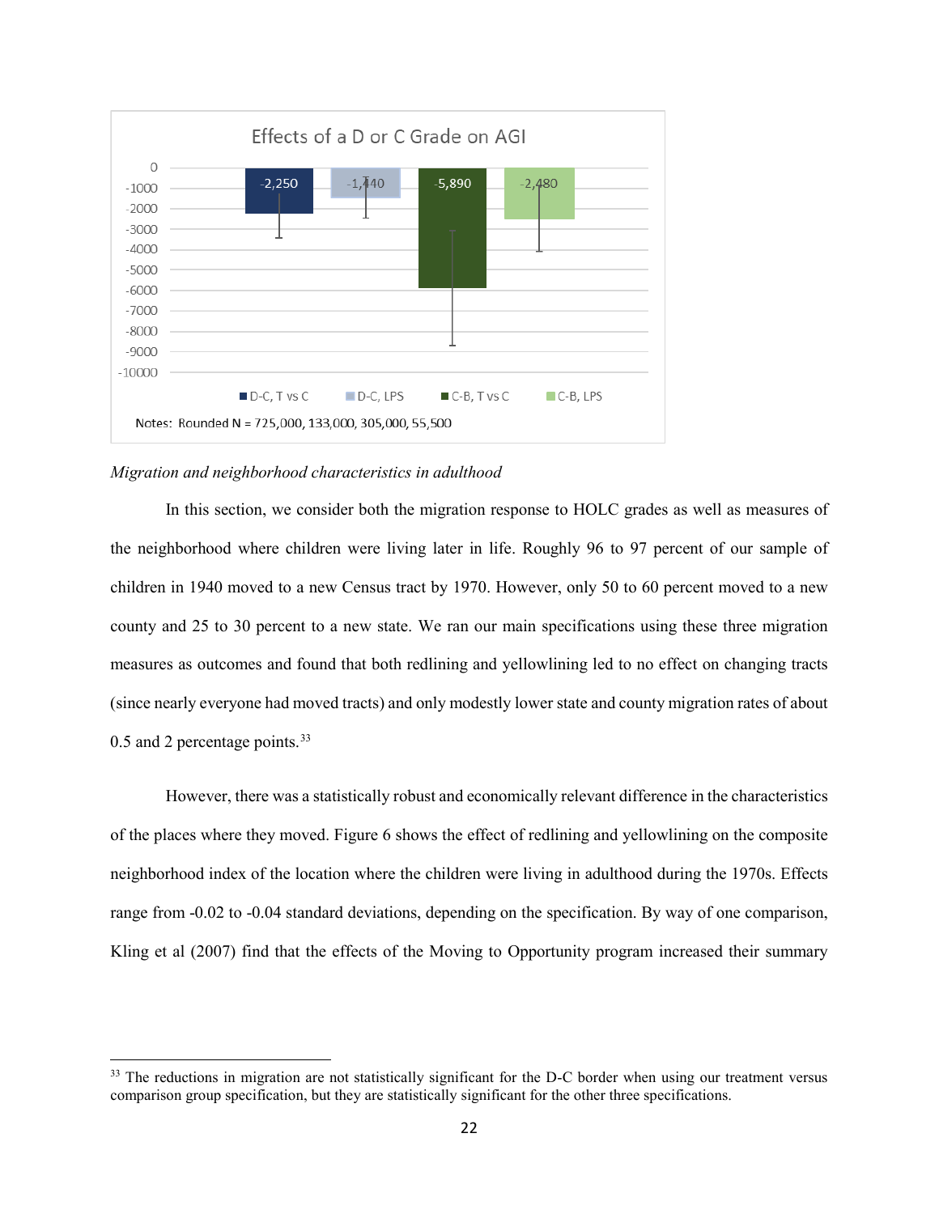Effects of a D or C Grade on AGI

0
-1000
-2000
-3000
-4000
-5000
-6000
-7000
-8000
-9000
-10000

-2,250
-1,440
-5,890
-2,480

D-C, T vs C
D-C, LPS
C-B, T vs C
C-B, LPS

Notes: Rounded N = 725,000, 133,000, 305,000, 55,500

*Migration and neighborhood characteristics in adulthood*

In this section, we consider both the migration response to HOLC grades as well as measures of the neighborhood where children were living later in life. Roughly 96 to 97 percent of our sample of children in 1940 moved to a new Census tract by 1970. However, only 50 to 60 percent moved to a new county and 25 to 30 percent to a new state. We ran our main specifications using these three migration measures as outcomes and found that both redlining and yellowlining led to no effect on changing tracts (since nearly everyone had moved tracts) and only modestly lower state and county migration rates of about 0.5 and 2 percentage points.[33]

However, there was a statistically robust and economically relevant difference in the characteristics of the places where they moved. Figure 6 shows the effect of redlining and yellowlining on the composite neighborhood index of the location where the children were living in adulthood during the 1970s. Effects range from -0.02 to -0.04 standard deviations, depending on the specification. By way of one comparison, Kling et al (2007) find that the effects of the Moving to Opportunity program increased their summary

[33] The reductions in migration are not statistically significant for the D-C border when using our treatment versus comparison group specification, but they are statistically significant for the other three specifications.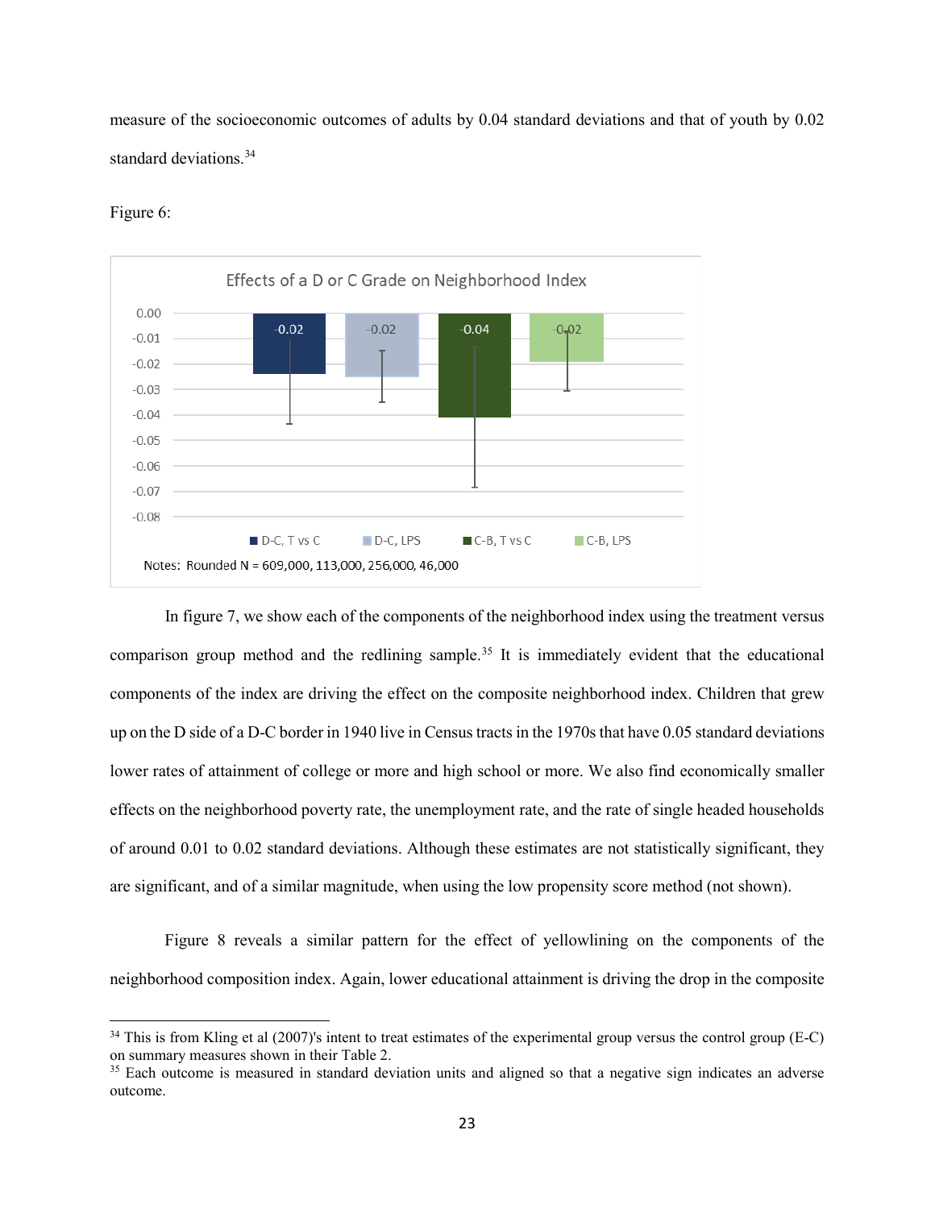measure of the socioeconomic outcomes of adults by 0.04 standard deviations and that of youth by 0.02 standard deviations.[34]

Figure 6:

Effects of a D or C Grade on Neighborhood Index

0.00
-0.01
-0.02
-0.03
-0.04
-0.05
-0.06
-0.07
-0.08

-0.02
-0.02
-0.04
-0.02

D-C, T vs C
D-C, LPS
C-B, T vs C
C-B, LPS

Notes: Rounded N = 609,000, 113,000, 256,000, 46,000

In figure 7, we show each of the components of the neighborhood index using the treatment versus comparison group method and the redlining sample.[35] It is immediately evident that the educational components of the index are driving the effect on the composite neighborhood index. Children that grew up on the D side of a D-C border in 1940 live in Census tracts in the 1970s that have 0.05 standard deviations lower rates of attainment of college or more and high school or more. We also find economically smaller effects on the neighborhood poverty rate, the unemployment rate, and the rate of single headed households of around 0.01 to 0.02 standard deviations. Although these estimates are not statistically significant, they are significant, and of a similar magnitude, when using the low propensity score method (not shown).

Figure 8 reveals a similar pattern for the effect of yellowlining on the components of the neighborhood composition index. Again, lower educational attainment is driving the drop in the composite

[34] This is from Kling et al (2007)'s intent to treat estimates of the experimental group versus the control group (E-C) on summary measures shown in their Table 2.

[35] Each outcome is measured in standard deviation units and aligned so that a negative sign indicates an adverse outcome.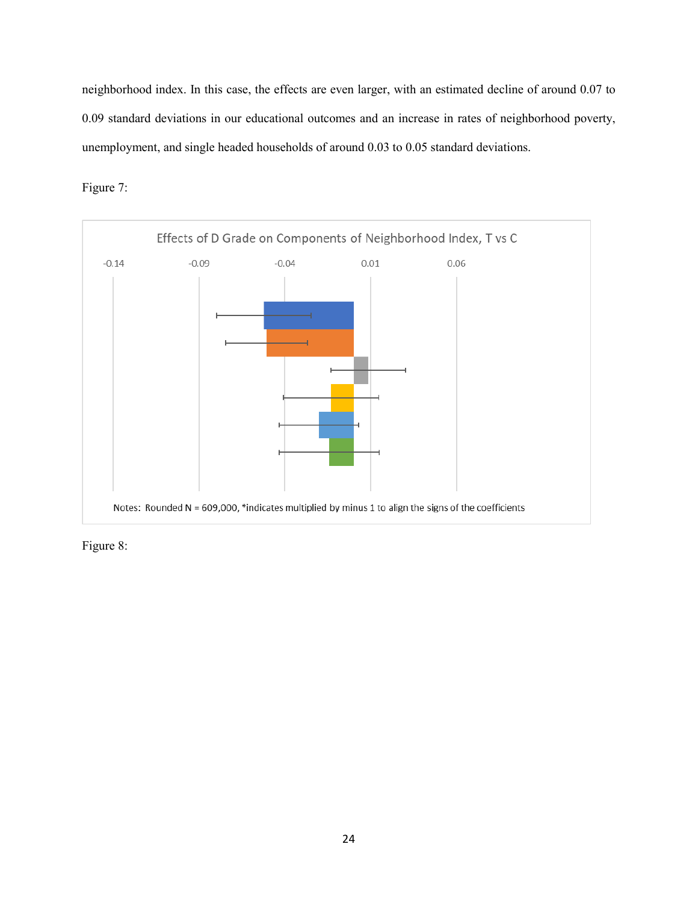neighborhood index. In this case, the effects are even larger, with an estimated decline of around 0.07 to 0.09 standard deviations in our educational outcomes and an increase in rates of neighborhood poverty, unemployment, and single headed households of around 0.03 to 0.05 standard deviations.

Figure 7:

Effects of D Grade on Components of Neighborhood Index, T vs C

-0.14
-0.09
-0.04
0.01
0.06

Notes: Rounded N = 609,000, *indicates multiplied by minus 1 to align the signs of the coefficients

Figure 8: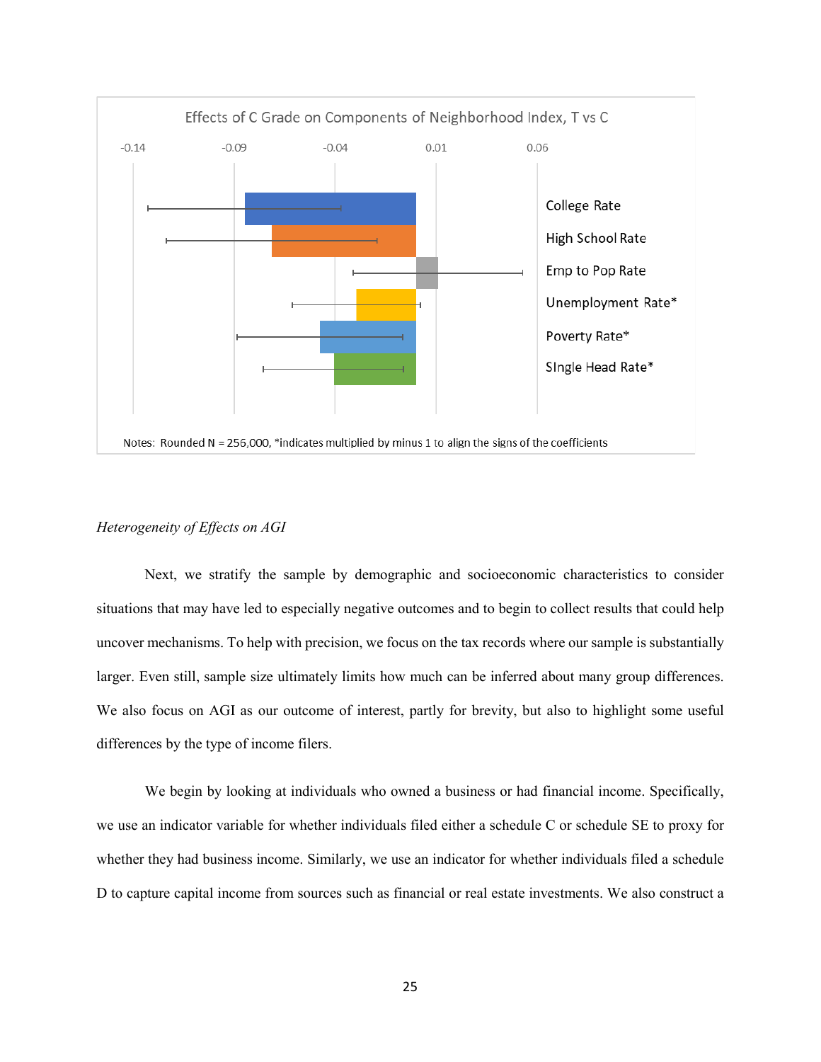Effects of C Grade on Components of Neighborhood Index, T vs C

-0.14
-0.09
-0.04
0.01
0.06

College Rate
High School Rate
Emp to Pop Rate
Unemployment Rate*
Poverty Rate*
SIngle Head Rate*

Notes: Rounded N = 256,000, *indicates multiplied by minus 1 to align the signs of the coefficients

*Heterogeneity of Effects on AGI*

Next, we stratify the sample by demographic and socioeconomic characteristics to consider situations that may have led to especially negative outcomes and to begin to collect results that could help uncover mechanisms. To help with precision, we focus on the tax records where our sample is substantially larger. Even still, sample size ultimately limits how much can be inferred about many group differences. We also focus on AGI as our outcome of interest, partly for brevity, but also to highlight some useful differences by the type of income filers.

We begin by looking at individuals who owned a business or had financial income. Specifically, we use an indicator variable for whether individuals filed either a schedule C or schedule SE to proxy for whether they had business income. Similarly, we use an indicator for whether individuals filed a schedule D to capture capital income from sources such as financial or real estate investments. We also construct a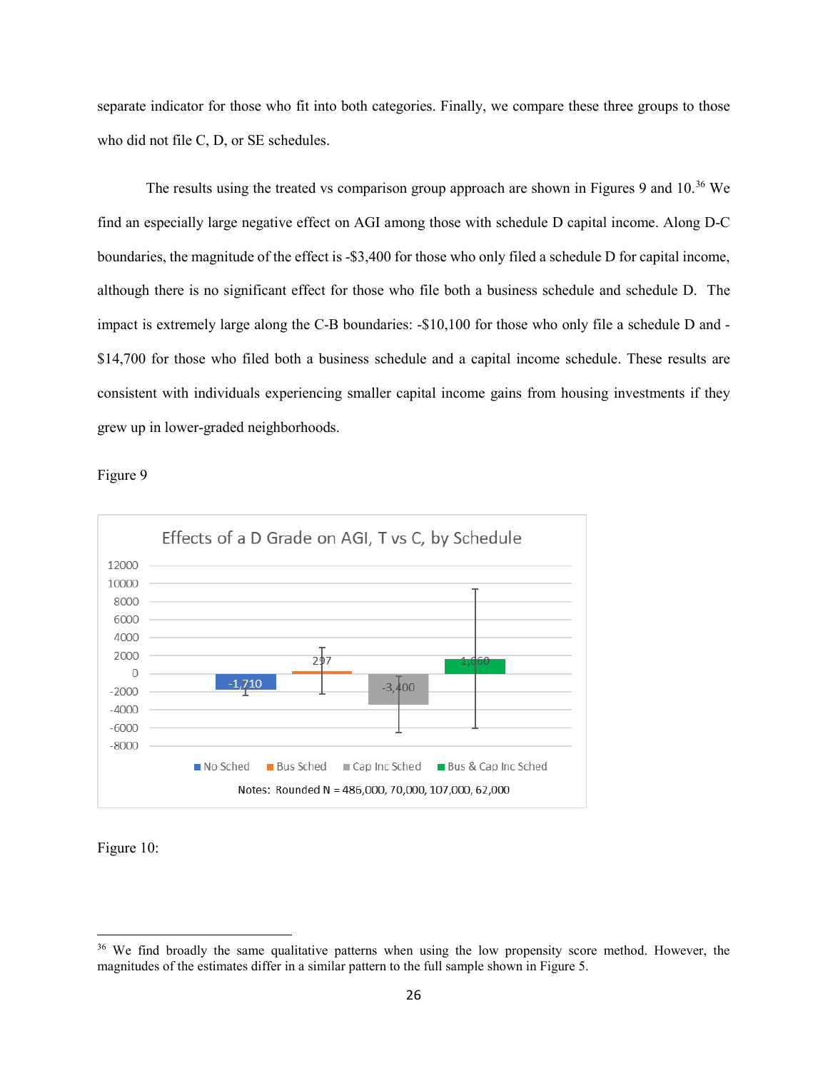separate indicator for those who fit into both categories. Finally, we compare these three groups to those who did not file C, D, or SE schedules.

The results using the treated vs comparison group approach are shown in Figures 9 and 10.[36] We find an especially large negative effect on AGI among those with schedule D capital income. Along D-C boundaries, the magnitude of the effect is -$3,400 for those who only filed a schedule D for capital income, although there is no significant effect for those who file both a business schedule and schedule D. The impact is extremely large along the C-B boundaries: -$10,100 for those who only file a schedule D and -$14,700 for those who filed both a business schedule and a capital income schedule. These results are consistent with individuals experiencing smaller capital income gains from housing investments if they grew up in lower-graded neighborhoods.

Figure 9

Effects of a D Grade on AGI, T vs C, by Schedule

12000
10000
8000
6000
4000
2000
0
-2000
-4000
-6000
-8000

-1,710
297
-3,400
1,660

No Sched
Bus Sched
Cap Inc Sched
Bus & Cap Inc Sched

Notes: Rounded N = 486,000, 70,000, 107,000, 62,000

Figure 10:

[36] We find broadly the same qualitative patterns when using the low propensity score method. However, the magnitudes of the estimates differ in a similar pattern to the full sample shown in Figure 5.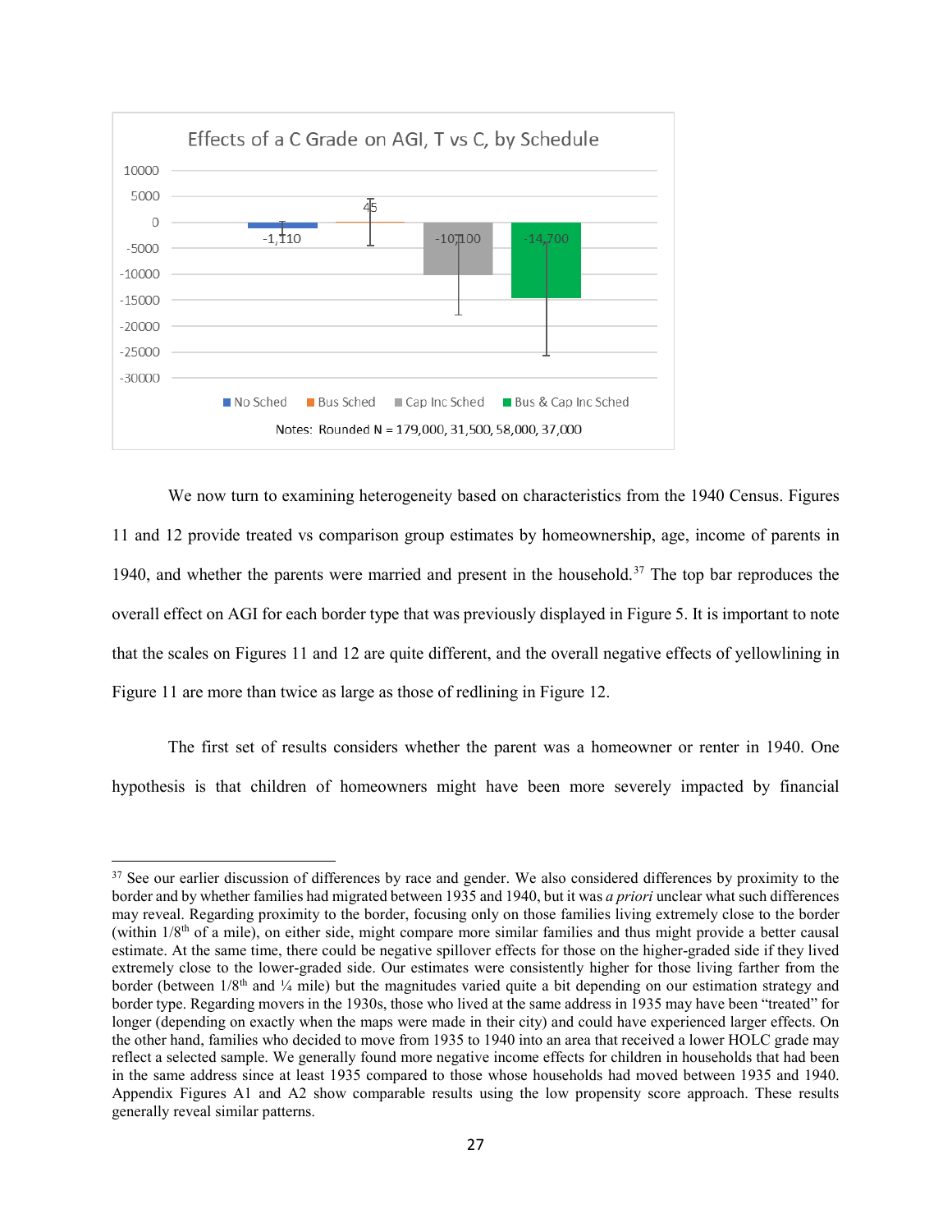Effects of a C Grade on AGI, T vs C, by Schedule

10000
5000
0
-5000
-10000
-15000
-20000
-25000
-30000

-1,110
45
-10,100
-14,700

No Sched
Bus Sched
Cap Inc Sched
Bus & Cap Inc Sched

Notes: Rounded N = 179,000, 31,500, 58,000, 37,000

We now turn to examining heterogeneity based on characteristics from the 1940 Census. Figures 11 and 12 provide treated vs comparison group estimates by homeownership, age, income of parents in 1940, and whether the parents were married and present in the household.[37] The top bar reproduces the overall effect on AGI for each border type that was previously displayed in Figure 5. It is important to note that the scales on Figures 11 and 12 are quite different, and the overall negative effects of yellowlining in Figure 11 are more than twice as large as those of redlining in Figure 12.

The first set of results considers whether the parent was a homeowner or renter in 1940. One hypothesis is that children of homeowners might have been more severely impacted by financial

[37] See our earlier discussion of differences by race and gender. We also considered differences by proximity to the border and by whether families had migrated between 1935 and 1940, but it was *a priori* unclear what such differences may reveal. Regarding proximity to the border, focusing only on those families living extremely close to the border (within 1/8th of a mile), on either side, might compare more similar families and thus might provide a better causal estimate. At the same time, there could be negative spillover effects for those on the higher-graded side if they lived extremely close to the lower-graded side. Our estimates were consistently higher for those living farther from the border (between 1/8th and ¼ mile) but the magnitudes varied quite a bit depending on our estimation strategy and border type. Regarding movers in the 1930s, those who lived at the same address in 1935 may have been "treated" for longer (depending on exactly when the maps were made in their city) and could have experienced larger effects. On the other hand, families who decided to move from 1935 to 1940 into an area that received a lower HOLC grade may reflect a selected sample. We generally found more negative income effects for children in households that had been in the same address since at least 1935 compared to those whose households had moved between 1935 and 1940. Appendix Figures A1 and A2 show comparable results using the low propensity score approach. These results generally reveal similar patterns.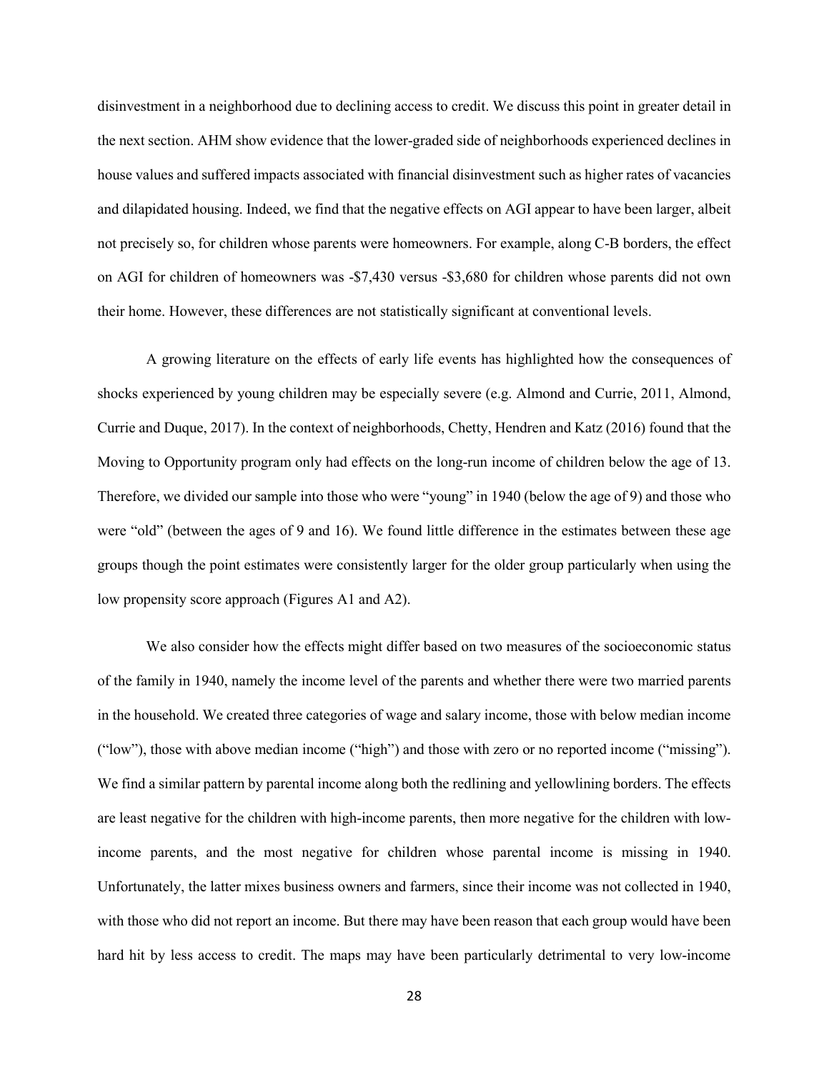disinvestment in a neighborhood due to declining access to credit. We discuss this point in greater detail in the next section. AHM show evidence that the lower-graded side of neighborhoods experienced declines in house values and suffered impacts associated with financial disinvestment such as higher rates of vacancies and dilapidated housing. Indeed, we find that the negative effects on AGI appear to have been larger, albeit not precisely so, for children whose parents were homeowners. For example, along C-B borders, the effect on AGI for children of homeowners was -$7,430 versus -$3,680 for children whose parents did not own their home. However, these differences are not statistically significant at conventional levels.

A growing literature on the effects of early life events has highlighted how the consequences of shocks experienced by young children may be especially severe (e.g. Almond and Currie, 2011, Almond, Currie and Duque, 2017). In the context of neighborhoods, Chetty, Hendren and Katz (2016) found that the Moving to Opportunity program only had effects on the long-run income of children below the age of 13. Therefore, we divided our sample into those who were "young" in 1940 (below the age of 9) and those who were "old" (between the ages of 9 and 16). We found little difference in the estimates between these age groups though the point estimates were consistently larger for the older group particularly when using the low propensity score approach (Figures A1 and A2).

We also consider how the effects might differ based on two measures of the socioeconomic status of the family in 1940, namely the income level of the parents and whether there were two married parents in the household. We created three categories of wage and salary income, those with below median income ("low"), those with above median income ("high") and those with zero or no reported income ("missing"). We find a similar pattern by parental income along both the redlining and yellowlining borders. The effects are least negative for the children with high-income parents, then more negative for the children with low-income parents, and the most negative for children whose parental income is missing in 1940. Unfortunately, the latter mixes business owners and farmers, since their income was not collected in 1940, with those who did not report an income. But there may have been reason that each group would have been hard hit by less access to credit. The maps may have been particularly detrimental to very low-income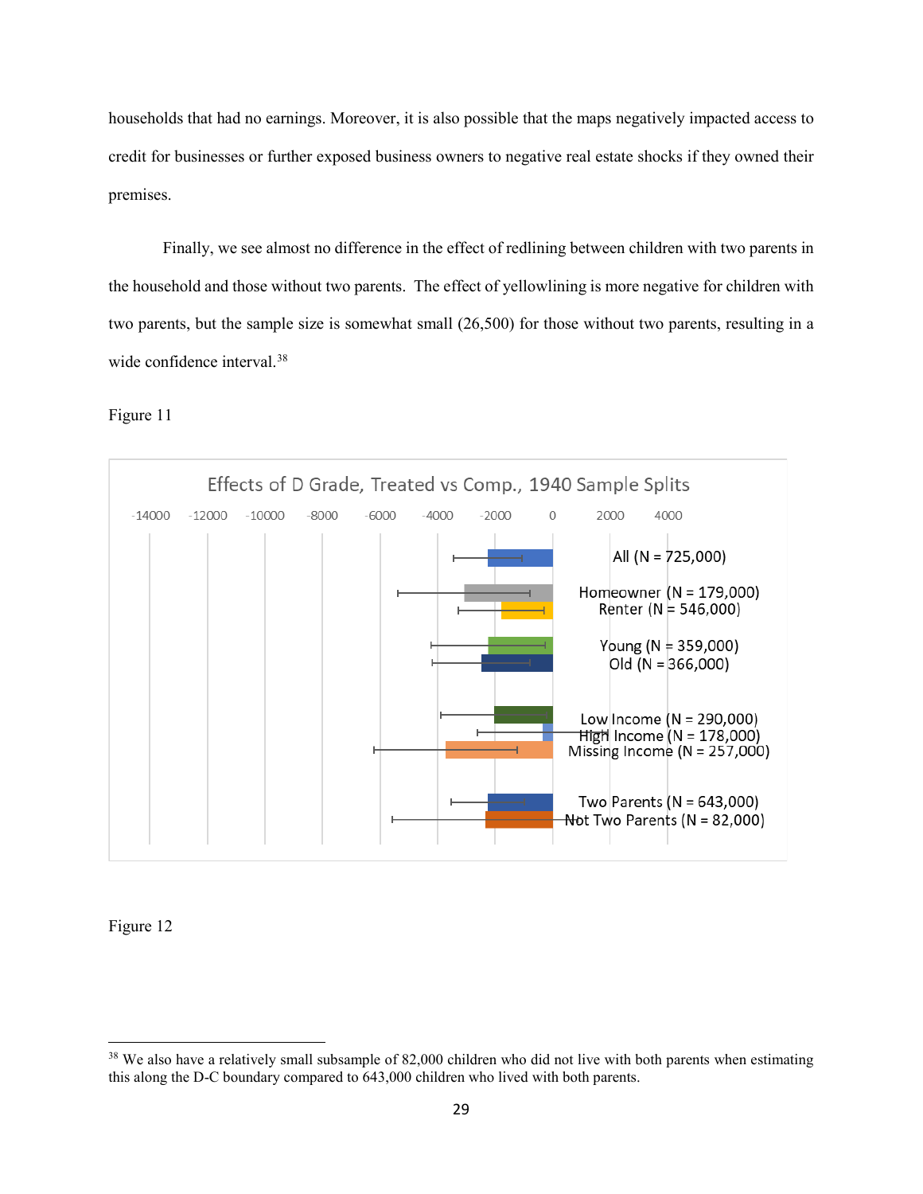households that had no earnings. Moreover, it is also possible that the maps negatively impacted access to credit for businesses or further exposed business owners to negative real estate shocks if they owned their premises.

Finally, we see almost no difference in the effect of redlining between children with two parents in the household and those without two parents. The effect of yellowlining is more negative for children with two parents, but the sample size is somewhat small (26,500) for those without two parents, resulting in a wide confidence interval.[38]

Figure 11

Effects of D Grade, Treated vs Comp., 1940 Sample Splits

-14000 -12000 -10000 -8000 -6000 -4000 -2000 0 2000 4000

All (N = 725,000)

Homeowner (N = 179,000)

Renter (N = 546,000)

Young (N = 359,000)

Old (N = 366,000)

Low Income (N = 290,000)

High Income (N = 178,000)

Missing Income (N = 257,000)

Two Parents (N = 643,000)

Not Two Parents (N = 82,000)

Figure 12

[38] We also have a relatively small subsample of 82,000 children who did not live with both parents when estimating this along the D-C boundary compared to 643,000 children who lived with both parents.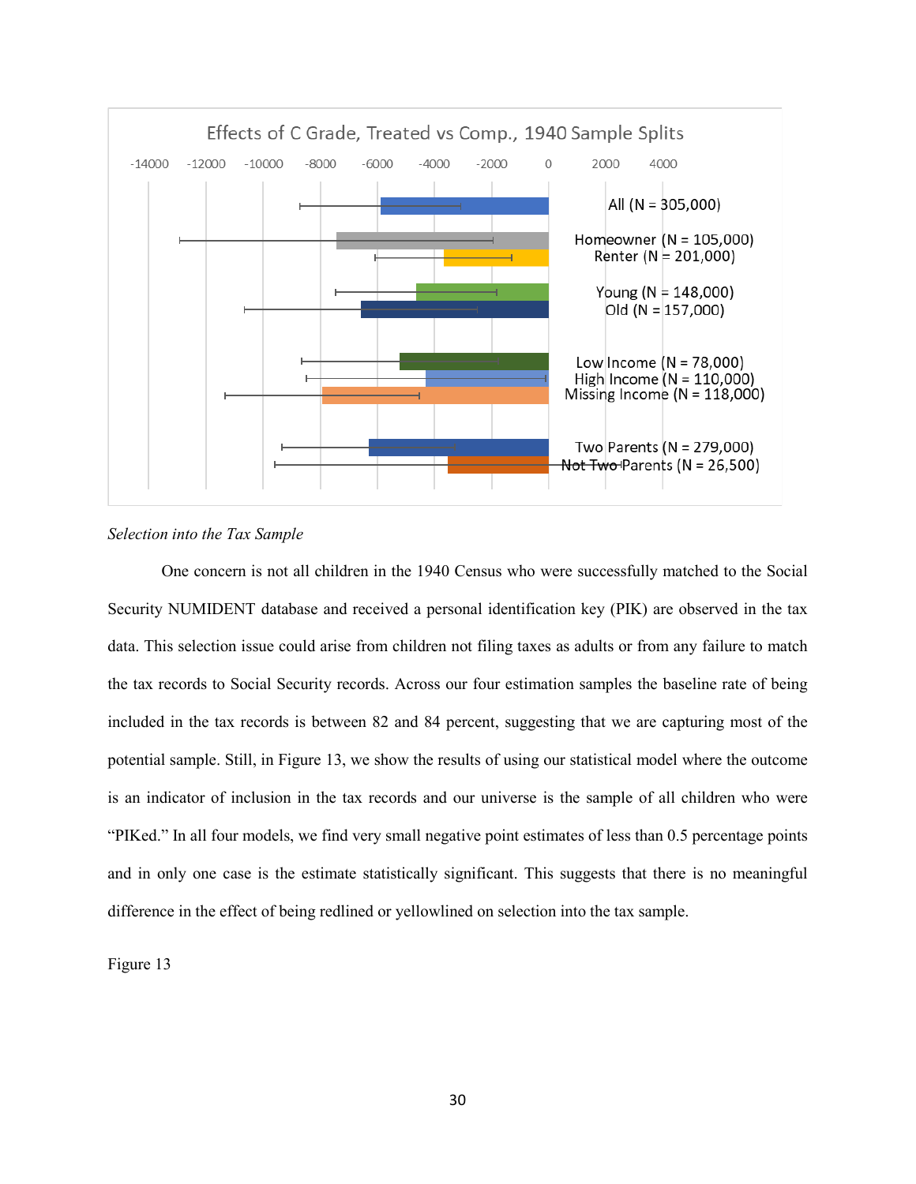Effects of C Grade, Treated vs Comp., 1940 Sample Splits

-14000 -12000 -10000 -8000 -6000 -4000 -2000 0 2000 4000

All (N = 305,000)

Homeowner (N = 105,000)
Renter (N = 201,000)

Young (N = 148,000)
Old (N = 157,000)

Low Income (N = 78,000)
High Income (N = 110,000)
Missing Income (N = 118,000)

Two Parents (N = 279,000)
Not Two Parents (N = 26,500)

*Selection into the Tax Sample*

One concern is not all children in the 1940 Census who were successfully matched to the Social Security NUMIDENT database and received a personal identification key (PIK) are observed in the tax data. This selection issue could arise from children not filing taxes as adults or from any failure to match the tax records to Social Security records. Across our four estimation samples the baseline rate of being included in the tax records is between 82 and 84 percent, suggesting that we are capturing most of the potential sample. Still, in Figure 13, we show the results of using our statistical model where the outcome is an indicator of inclusion in the tax records and our universe is the sample of all children who were "PIKed." In all four models, we find very small negative point estimates of less than 0.5 percentage points and in only one case is the estimate statistically significant. This suggests that there is no meaningful difference in the effect of being redlined or yellowlined on selection into the tax sample.

Figure 13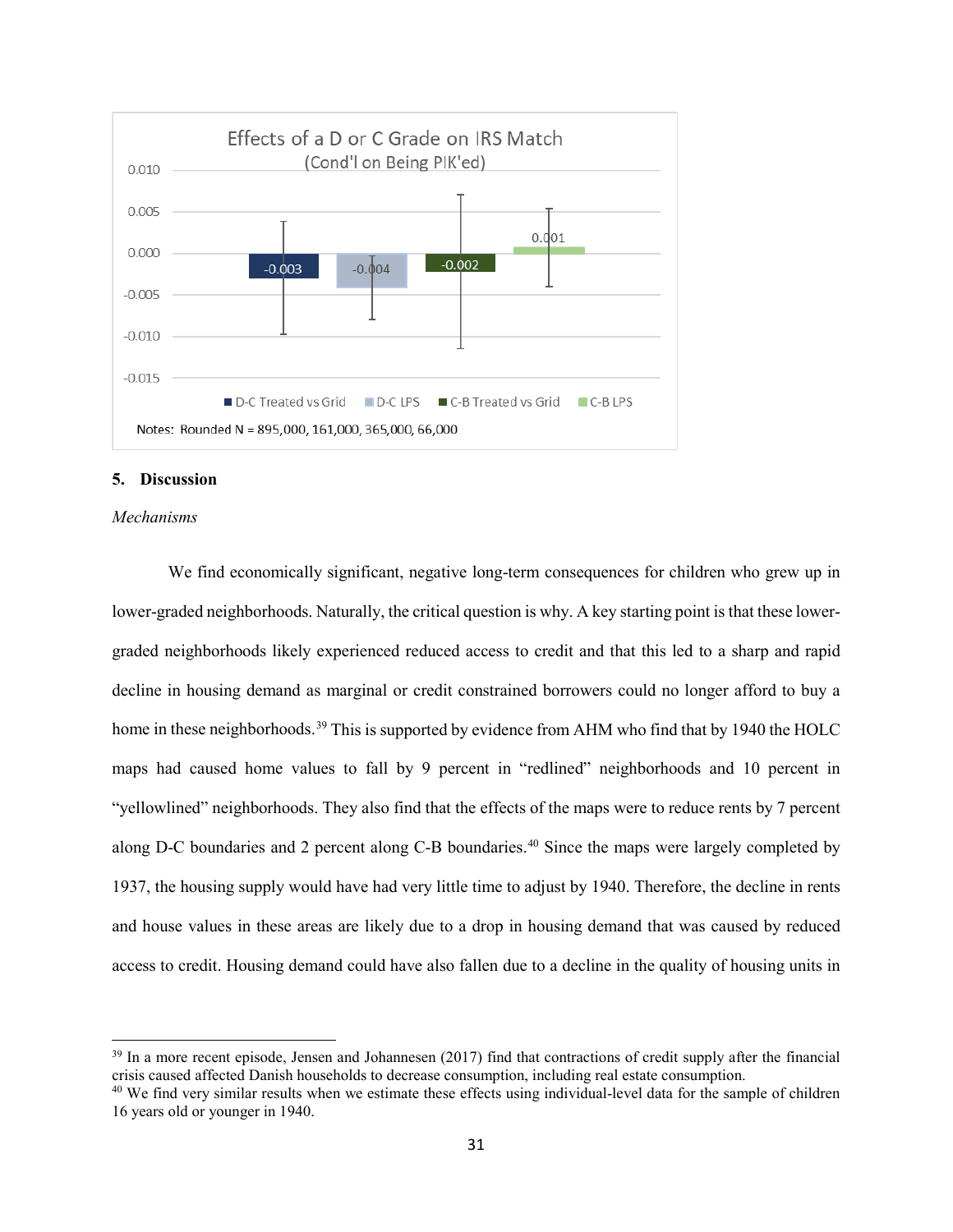Effects of a D or C Grade on IRS Match
(Cond'l on Being PIK'ed)

0.010
0.005
0.000
-0.005
-0.010
-0.015

-0.003
-0.004
-0.002
0.001

D-C Treated vs Grid
D-C LPS
C-B Treated vs Grid
C-B LPS

Notes: Rounded N = 895,000, 161,000, 365,000, 66,000

## 5. Discussion

*Mechanisms*

We find economically significant, negative long-term consequences for children who grew up in lower-graded neighborhoods. Naturally, the critical question is why. A key starting point is that these lower-graded neighborhoods likely experienced reduced access to credit and that this led to a sharp and rapid decline in housing demand as marginal or credit constrained borrowers could no longer afford to buy a home in these neighborhoods.[39] This is supported by evidence from AHM who find that by 1940 the HOLC maps had caused home values to fall by 9 percent in "redlined" neighborhoods and 10 percent in "yellowlined" neighborhoods. They also find that the effects of the maps were to reduce rents by 7 percent along D-C boundaries and 2 percent along C-B boundaries.[40] Since the maps were largely completed by 1937, the housing supply would have had very little time to adjust by 1940. Therefore, the decline in rents and house values in these areas are likely due to a drop in housing demand that was caused by reduced access to credit. Housing demand could have also fallen due to a decline in the quality of housing units in

[39] In a more recent episode, Jensen and Johannesen (2017) find that contractions of credit supply after the financial crisis caused affected Danish households to decrease consumption, including real estate consumption.

[40] We find very similar results when we estimate these effects using individual-level data for the sample of children 16 years old or younger in 1940.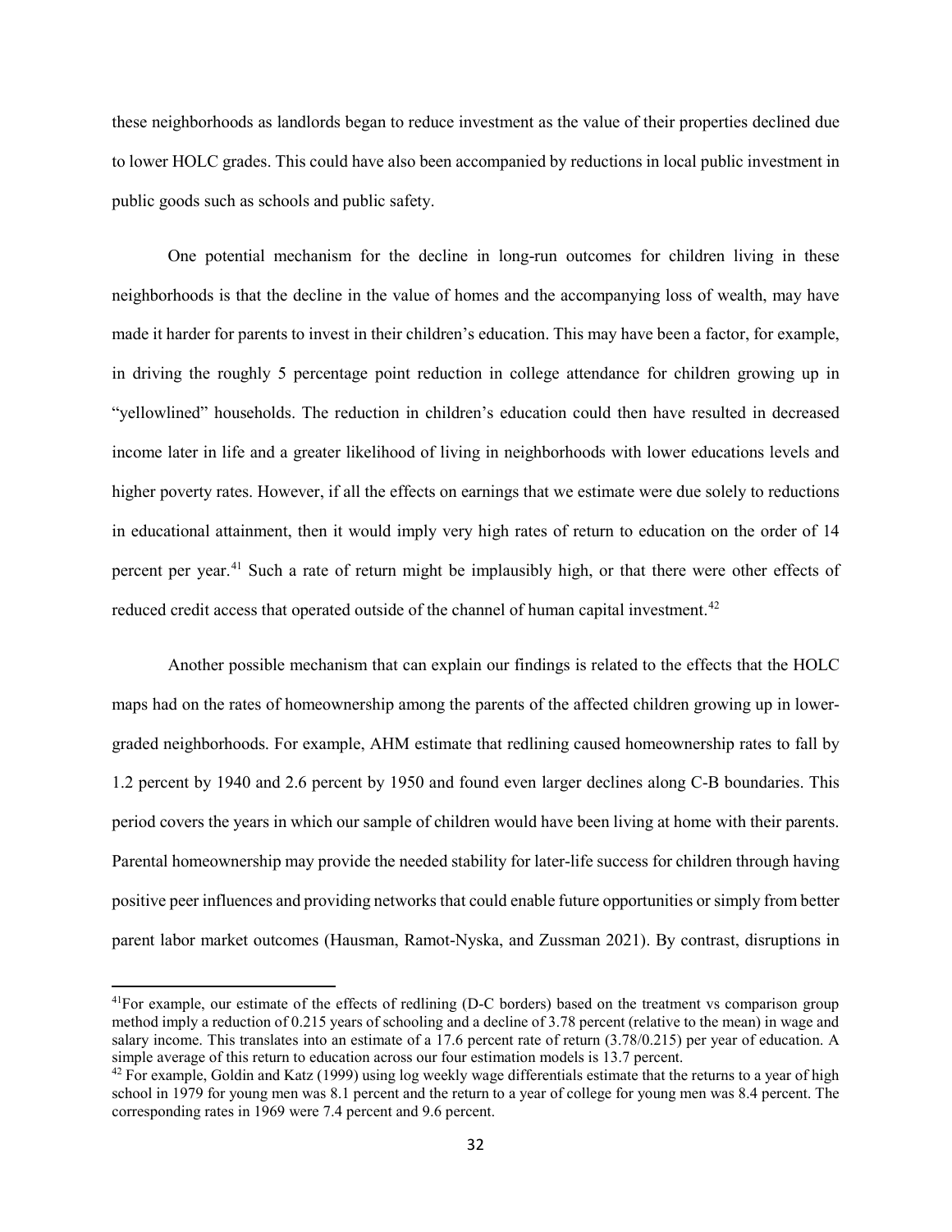these neighborhoods as landlords began to reduce investment as the value of their properties declined due to lower HOLC grades. This could have also been accompanied by reductions in local public investment in public goods such as schools and public safety.

One potential mechanism for the decline in long-run outcomes for children living in these neighborhoods is that the decline in the value of homes and the accompanying loss of wealth, may have made it harder for parents to invest in their children's education. This may have been a factor, for example, in driving the roughly 5 percentage point reduction in college attendance for children growing up in "yellowlined" households. The reduction in children's education could then have resulted in decreased income later in life and a greater likelihood of living in neighborhoods with lower educations levels and higher poverty rates. However, if all the effects on earnings that we estimate were due solely to reductions in educational attainment, then it would imply very high rates of return to education on the order of 14 percent per year.[41] Such a rate of return might be implausibly high, or that there were other effects of reduced credit access that operated outside of the channel of human capital investment.[42]

Another possible mechanism that can explain our findings is related to the effects that the HOLC maps had on the rates of homeownership among the parents of the affected children growing up in lower-graded neighborhoods. For example, AHM estimate that redlining caused homeownership rates to fall by 1.2 percent by 1940 and 2.6 percent by 1950 and found even larger declines along C-B boundaries. This period covers the years in which our sample of children would have been living at home with their parents. Parental homeownership may provide the needed stability for later-life success for children through having positive peer influences and providing networks that could enable future opportunities or simply from better parent labor market outcomes (Hausman, Ramot-Nyska, and Zussman 2021). By contrast, disruptions in

---

[41] For example, our estimate of the effects of redlining (D-C borders) based on the treatment vs comparison group method imply a reduction of 0.215 years of schooling and a decline of 3.78 percent (relative to the mean) in wage and salary income. This translates into an estimate of a 17.6 percent rate of return (3.78/0.215) per year of education. A simple average of this return to education across our four estimation models is 13.7 percent.

[42] For example, Goldin and Katz (1999) using log weekly wage differentials estimate that the returns to a year of high school in 1979 for young men was 8.1 percent and the return to a year of college for young men was 8.4 percent. The corresponding rates in 1969 were 7.4 percent and 9.6 percent.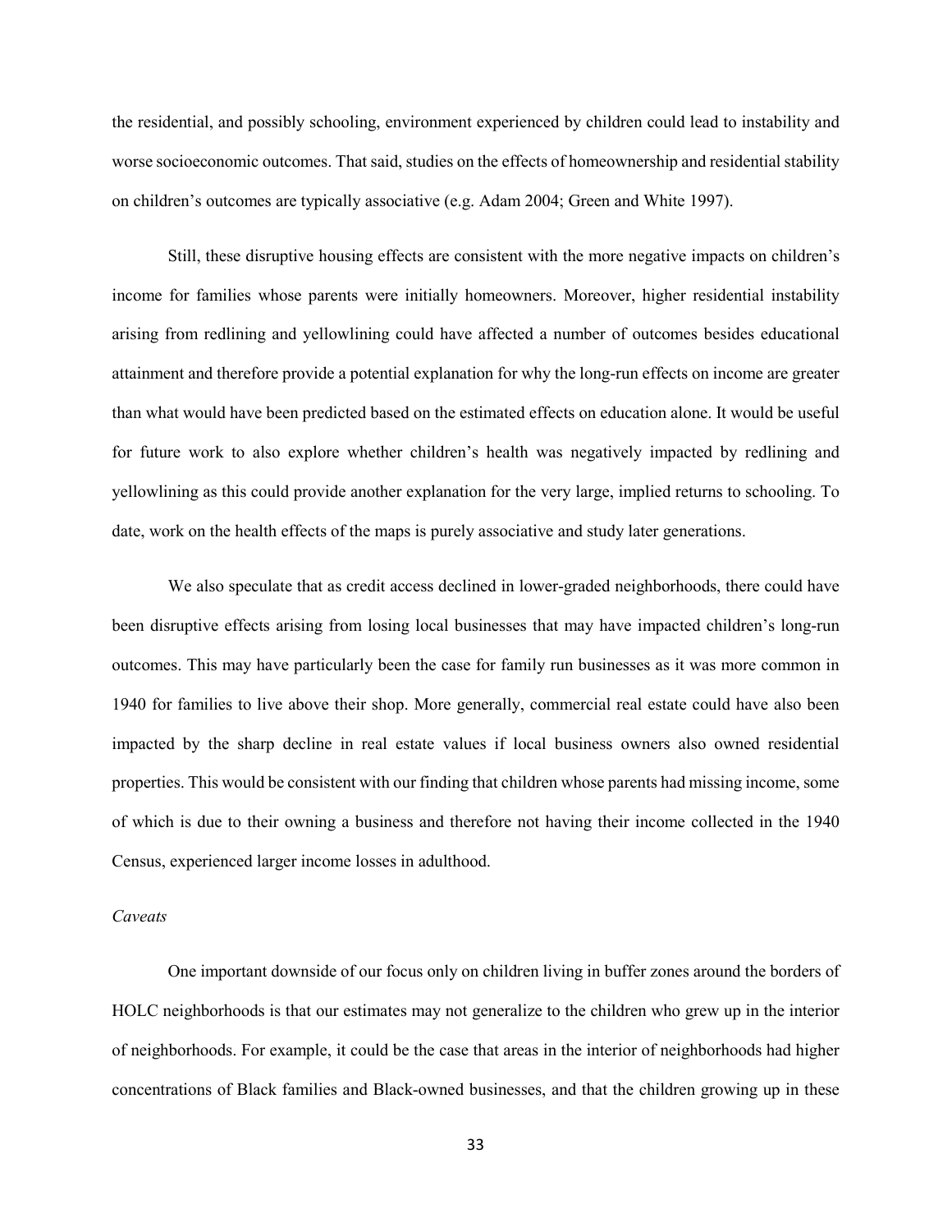the residential, and possibly schooling, environment experienced by children could lead to instability and worse socioeconomic outcomes. That said, studies on the effects of homeownership and residential stability on children's outcomes are typically associative (e.g. Adam 2004; Green and White 1997).

Still, these disruptive housing effects are consistent with the more negative impacts on children's income for families whose parents were initially homeowners. Moreover, higher residential instability arising from redlining and yellowlining could have affected a number of outcomes besides educational attainment and therefore provide a potential explanation for why the long-run effects on income are greater than what would have been predicted based on the estimated effects on education alone. It would be useful for future work to also explore whether children's health was negatively impacted by redlining and yellowlining as this could provide another explanation for the very large, implied returns to schooling. To date, work on the health effects of the maps is purely associative and study later generations.

We also speculate that as credit access declined in lower-graded neighborhoods, there could have been disruptive effects arising from losing local businesses that may have impacted children's long-run outcomes. This may have particularly been the case for family run businesses as it was more common in 1940 for families to live above their shop. More generally, commercial real estate could have also been impacted by the sharp decline in real estate values if local business owners also owned residential properties. This would be consistent with our finding that children whose parents had missing income, some of which is due to their owning a business and therefore not having their income collected in the 1940 Census, experienced larger income losses in adulthood.

*Caveats*

One important downside of our focus only on children living in buffer zones around the borders of HOLC neighborhoods is that our estimates may not generalize to the children who grew up in the interior of neighborhoods. For example, it could be the case that areas in the interior of neighborhoods had higher concentrations of Black families and Black-owned businesses, and that the children growing up in these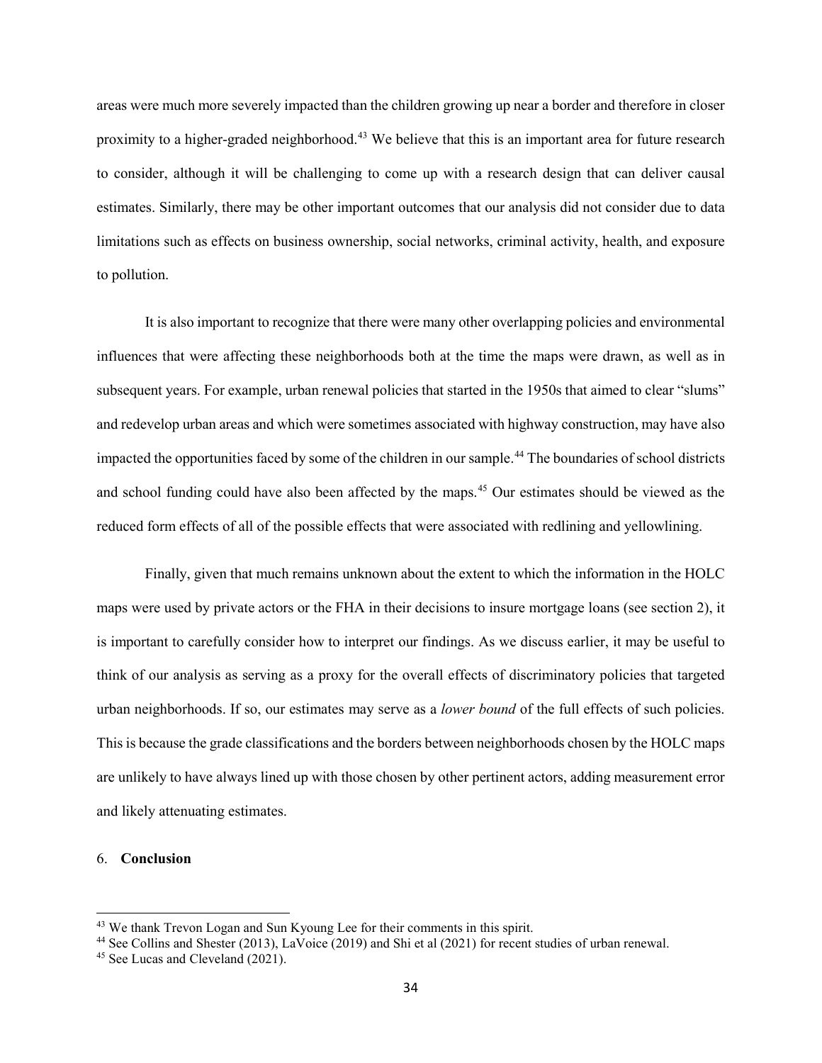areas were much more severely impacted than the children growing up near a border and therefore in closer proximity to a higher-graded neighborhood.[43] We believe that this is an important area for future research to consider, although it will be challenging to come up with a research design that can deliver causal estimates. Similarly, there may be other important outcomes that our analysis did not consider due to data limitations such as effects on business ownership, social networks, criminal activity, health, and exposure to pollution.

It is also important to recognize that there were many other overlapping policies and environmental influences that were affecting these neighborhoods both at the time the maps were drawn, as well as in subsequent years. For example, urban renewal policies that started in the 1950s that aimed to clear "slums" and redevelop urban areas and which were sometimes associated with highway construction, may have also impacted the opportunities faced by some of the children in our sample.[44] The boundaries of school districts and school funding could have also been affected by the maps.[45] Our estimates should be viewed as the reduced form effects of all of the possible effects that were associated with redlining and yellowlining.

Finally, given that much remains unknown about the extent to which the information in the HOLC maps were used by private actors or the FHA in their decisions to insure mortgage loans (see section 2), it is important to carefully consider how to interpret our findings. As we discuss earlier, it may be useful to think of our analysis as serving as a proxy for the overall effects of discriminatory policies that targeted urban neighborhoods. If so, our estimates may serve as a *lower bound* of the full effects of such policies. This is because the grade classifications and the borders between neighborhoods chosen by the HOLC maps are unlikely to have always lined up with those chosen by other pertinent actors, adding measurement error and likely attenuating estimates.

## 6. **Conclusion**

[43] We thank Trevon Logan and Sun Kyoung Lee for their comments in this spirit.

[44] See Collins and Shester (2013), LaVoice (2019) and Shi et al (2021) for recent studies of urban renewal.

[45] See Lucas and Cleveland (2021).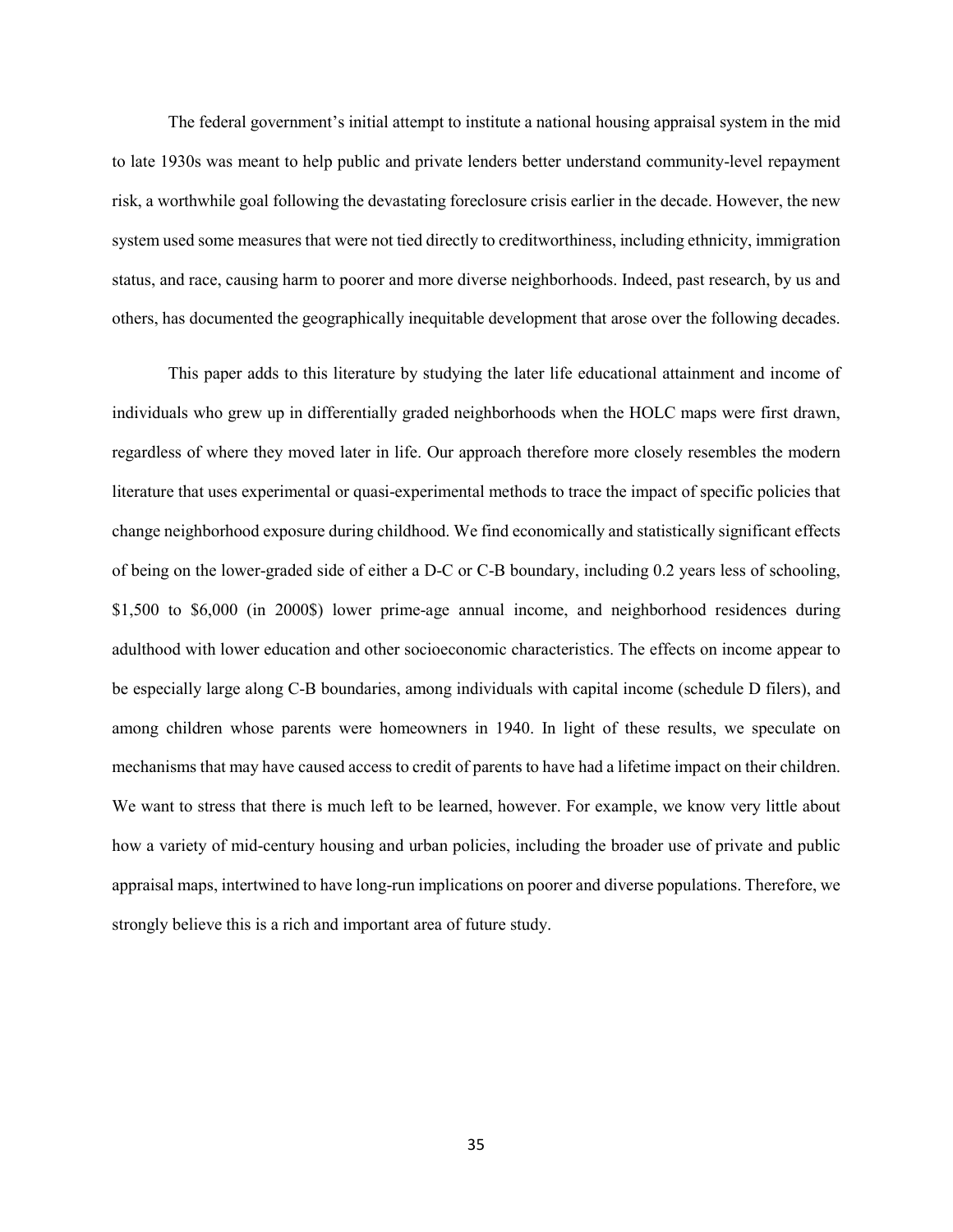The federal government's initial attempt to institute a national housing appraisal system in the mid to late 1930s was meant to help public and private lenders better understand community-level repayment risk, a worthwhile goal following the devastating foreclosure crisis earlier in the decade. However, the new system used some measures that were not tied directly to creditworthiness, including ethnicity, immigration status, and race, causing harm to poorer and more diverse neighborhoods. Indeed, past research, by us and others, has documented the geographically inequitable development that arose over the following decades.

This paper adds to this literature by studying the later life educational attainment and income of individuals who grew up in differentially graded neighborhoods when the HOLC maps were first drawn, regardless of where they moved later in life. Our approach therefore more closely resembles the modern literature that uses experimental or quasi-experimental methods to trace the impact of specific policies that change neighborhood exposure during childhood. We find economically and statistically significant effects of being on the lower-graded side of either a D-C or C-B boundary, including 0.2 years less of schooling, \$1,500 to \$6,000 (in 2000\$) lower prime-age annual income, and neighborhood residences during adulthood with lower education and other socioeconomic characteristics. The effects on income appear to be especially large along C-B boundaries, among individuals with capital income (schedule D filers), and among children whose parents were homeowners in 1940. In light of these results, we speculate on mechanisms that may have caused access to credit of parents to have had a lifetime impact on their children. We want to stress that there is much left to be learned, however. For example, we know very little about how a variety of mid-century housing and urban policies, including the broader use of private and public appraisal maps, intertwined to have long-run implications on poorer and diverse populations. Therefore, we strongly believe this is a rich and important area of future study.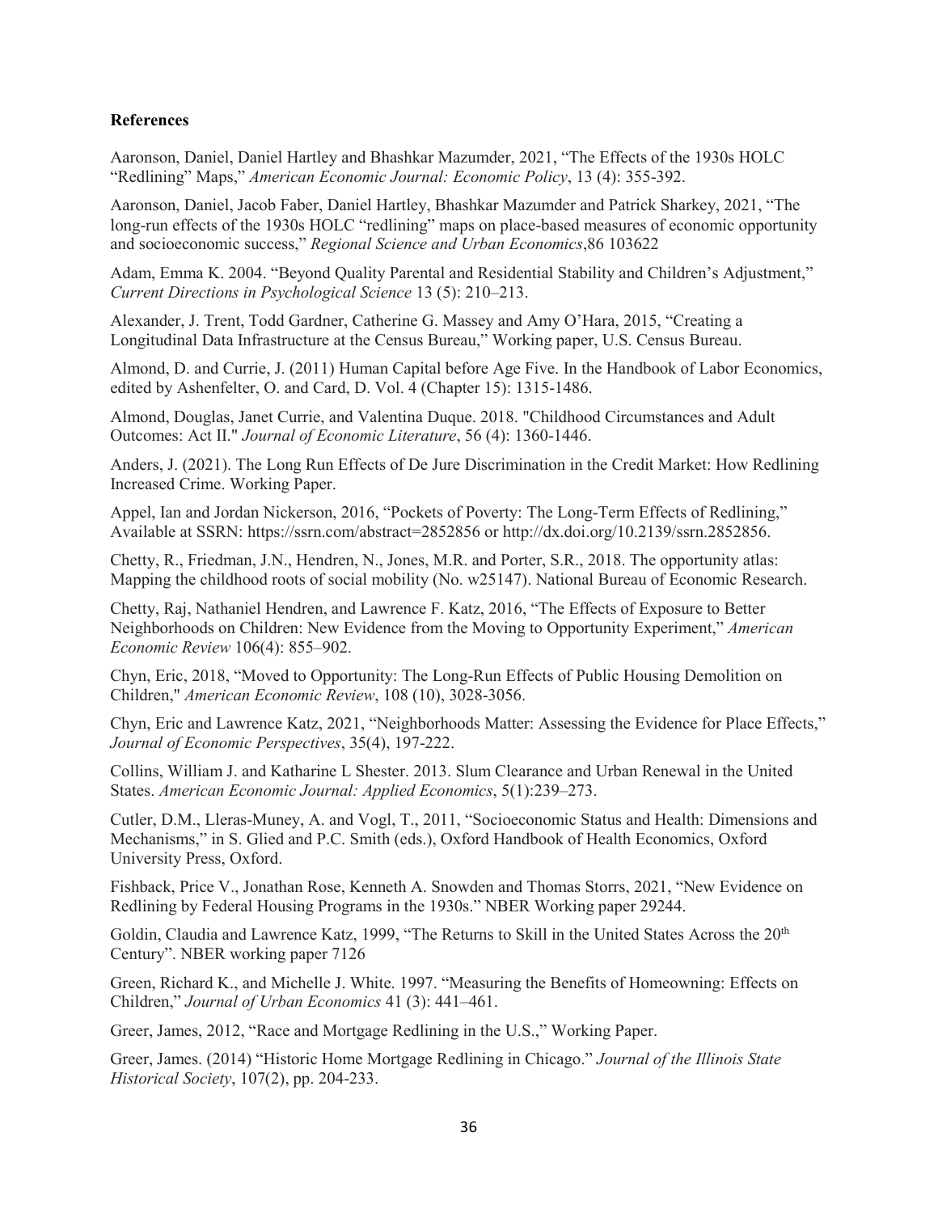### References

Aaronson, Daniel, Daniel Hartley and Bhashkar Mazumder, 2021, "The Effects of the 1930s HOLC "Redlining" Maps," *American Economic Journal: Economic Policy*, 13 (4): 355-392.

Aaronson, Daniel, Jacob Faber, Daniel Hartley, Bhashkar Mazumder and Patrick Sharkey, 2021, "The long-run effects of the 1930s HOLC "redlining" maps on place-based measures of economic opportunity and socioeconomic success," *Regional Science and Urban Economics*,86 103622

Adam, Emma K. 2004. "Beyond Quality Parental and Residential Stability and Children's Adjustment," *Current Directions in Psychological Science* 13 (5): 210–213.

Alexander, J. Trent, Todd Gardner, Catherine G. Massey and Amy O'Hara, 2015, "Creating a Longitudinal Data Infrastructure at the Census Bureau," Working paper, U.S. Census Bureau.

Almond, D. and Currie, J. (2011) Human Capital before Age Five. In the Handbook of Labor Economics, edited by Ashenfelter, O. and Card, D. Vol. 4 (Chapter 15): 1315-1486.

Almond, Douglas, Janet Currie, and Valentina Duque. 2018. "Childhood Circumstances and Adult Outcomes: Act II." *Journal of Economic Literature*, 56 (4): 1360-1446.

Anders, J. (2021). The Long Run Effects of De Jure Discrimination in the Credit Market: How Redlining Increased Crime. Working Paper.

Appel, Ian and Jordan Nickerson, 2016, "Pockets of Poverty: The Long-Term Effects of Redlining," Available at SSRN: https://ssrn.com/abstract=2852856 or http://dx.doi.org/10.2139/ssrn.2852856.

Chetty, R., Friedman, J.N., Hendren, N., Jones, M.R. and Porter, S.R., 2018. The opportunity atlas: Mapping the childhood roots of social mobility (No. w25147). National Bureau of Economic Research.

Chetty, Raj, Nathaniel Hendren, and Lawrence F. Katz, 2016, "The Effects of Exposure to Better Neighborhoods on Children: New Evidence from the Moving to Opportunity Experiment," *American Economic Review* 106(4): 855–902.

Chyn, Eric, 2018, "Moved to Opportunity: The Long-Run Effects of Public Housing Demolition on Children," *American Economic Review*, 108 (10), 3028-3056.

Chyn, Eric and Lawrence Katz, 2021, "Neighborhoods Matter: Assessing the Evidence for Place Effects," *Journal of Economic Perspectives*, 35(4), 197-222.

Collins, William J. and Katharine L Shester. 2013. Slum Clearance and Urban Renewal in the United States. *American Economic Journal: Applied Economics*, 5(1):239–273.

Cutler, D.M., Lleras-Muney, A. and Vogl, T., 2011, "Socioeconomic Status and Health: Dimensions and Mechanisms," in S. Glied and P.C. Smith (eds.), Oxford Handbook of Health Economics, Oxford University Press, Oxford.

Fishback, Price V., Jonathan Rose, Kenneth A. Snowden and Thomas Storrs, 2021, "New Evidence on Redlining by Federal Housing Programs in the 1930s." NBER Working paper 29244.

Goldin, Claudia and Lawrence Katz, 1999, "The Returns to Skill in the United States Across the 20th Century". NBER working paper 7126

Green, Richard K., and Michelle J. White. 1997. "Measuring the Benefits of Homeowning: Effects on Children," *Journal of Urban Economics* 41 (3): 441–461.

Greer, James, 2012, "Race and Mortgage Redlining in the U.S.," Working Paper.

Greer, James. (2014) "Historic Home Mortgage Redlining in Chicago." *Journal of the Illinois State Historical Society*, 107(2), pp. 204-233.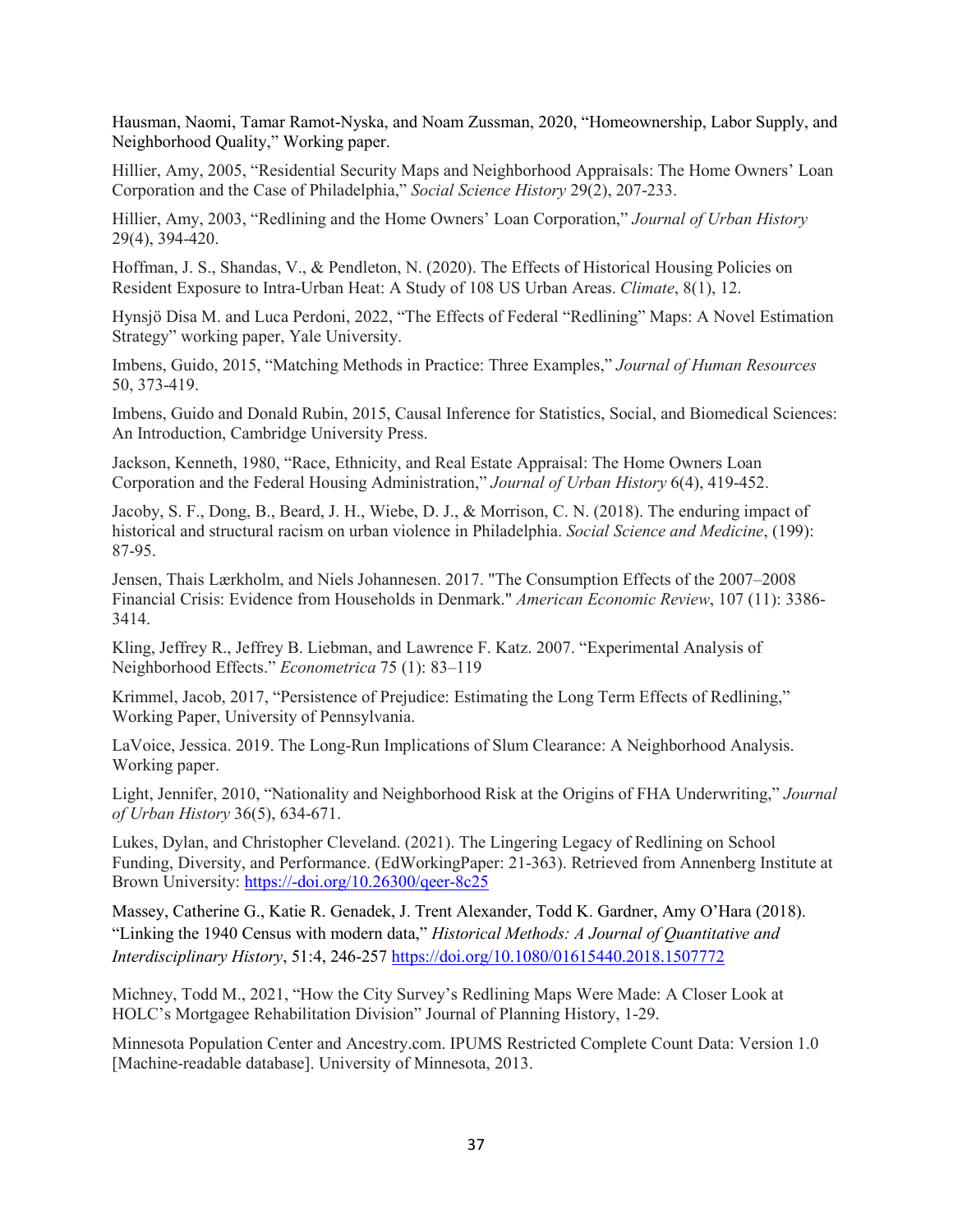Hausman, Naomi, Tamar Ramot-Nyska, and Noam Zussman, 2020, "Homeownership, Labor Supply, and Neighborhood Quality," Working paper.

Hillier, Amy, 2005, "Residential Security Maps and Neighborhood Appraisals: The Home Owners' Loan Corporation and the Case of Philadelphia," *Social Science History* 29(2), 207-233.

Hillier, Amy, 2003, "Redlining and the Home Owners' Loan Corporation," *Journal of Urban History* 29(4), 394-420.

Hoffman, J. S., Shandas, V., & Pendleton, N. (2020). The Effects of Historical Housing Policies on Resident Exposure to Intra-Urban Heat: A Study of 108 US Urban Areas. *Climate*, 8(1), 12.

Hynsjö Disa M. and Luca Perdoni, 2022, "The Effects of Federal "Redlining" Maps: A Novel Estimation Strategy" working paper, Yale University.

Imbens, Guido, 2015, "Matching Methods in Practice: Three Examples," *Journal of Human Resources* 50, 373-419.

Imbens, Guido and Donald Rubin, 2015, Causal Inference for Statistics, Social, and Biomedical Sciences: An Introduction, Cambridge University Press.

Jackson, Kenneth, 1980, "Race, Ethnicity, and Real Estate Appraisal: The Home Owners Loan Corporation and the Federal Housing Administration," *Journal of Urban History* 6(4), 419-452.

Jacoby, S. F., Dong, B., Beard, J. H., Wiebe, D. J., & Morrison, C. N. (2018). The enduring impact of historical and structural racism on urban violence in Philadelphia. *Social Science and Medicine*, (199): 87-95.

Jensen, Thais Lærkholm, and Niels Johannesen. 2017. "The Consumption Effects of the 2007–2008 Financial Crisis: Evidence from Households in Denmark." *American Economic Review*, 107 (11): 3386-3414.

Kling, Jeffrey R., Jeffrey B. Liebman, and Lawrence F. Katz. 2007. "Experimental Analysis of Neighborhood Effects." *Econometrica* 75 (1): 83–119

Krimmel, Jacob, 2017, "Persistence of Prejudice: Estimating the Long Term Effects of Redlining," Working Paper, University of Pennsylvania.

LaVoice, Jessica. 2019. The Long-Run Implications of Slum Clearance: A Neighborhood Analysis. Working paper.

Light, Jennifer, 2010, "Nationality and Neighborhood Risk at the Origins of FHA Underwriting," *Journal of Urban History* 36(5), 634-671.

Lukes, Dylan, and Christopher Cleveland. (2021). The Lingering Legacy of Redlining on School Funding, Diversity, and Performance. (EdWorkingPaper: 21-363). Retrieved from Annenberg Institute at Brown University: https://-doi.org/10.26300/qeer-8c25

Massey, Catherine G., Katie R. Genadek, J. Trent Alexander, Todd K. Gardner, Amy O'Hara (2018). "Linking the 1940 Census with modern data," *Historical Methods: A Journal of Quantitative and Interdisciplinary History*, 51:4, 246-257 https://doi.org/10.1080/01615440.2018.1507772

Michney, Todd M., 2021, "How the City Survey's Redlining Maps Were Made: A Closer Look at HOLC's Mortgagee Rehabilitation Division" Journal of Planning History, 1-29.

Minnesota Population Center and Ancestry.com. IPUMS Restricted Complete Count Data: Version 1.0 [Machine-readable database]. University of Minnesota, 2013.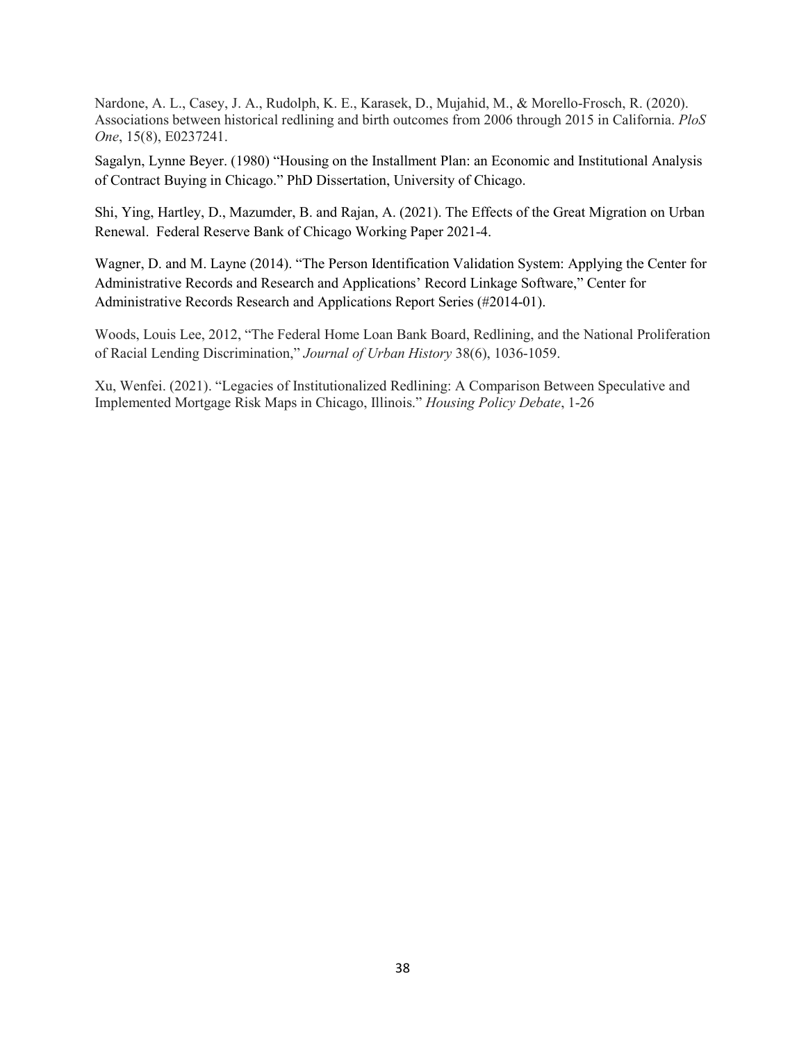Nardone, A. L., Casey, J. A., Rudolph, K. E., Karasek, D., Mujahid, M., & Morello-Frosch, R. (2020). Associations between historical redlining and birth outcomes from 2006 through 2015 in California. *PloS One*, 15(8), E0237241.

Sagalyn, Lynne Beyer. (1980) "Housing on the Installment Plan: an Economic and Institutional Analysis of Contract Buying in Chicago." PhD Dissertation, University of Chicago.

Shi, Ying, Hartley, D., Mazumder, B. and Rajan, A. (2021). The Effects of the Great Migration on Urban Renewal. Federal Reserve Bank of Chicago Working Paper 2021-4.

Wagner, D. and M. Layne (2014). "The Person Identification Validation System: Applying the Center for Administrative Records and Research and Applications' Record Linkage Software," Center for Administrative Records Research and Applications Report Series (#2014-01).

Woods, Louis Lee, 2012, "The Federal Home Loan Bank Board, Redlining, and the National Proliferation of Racial Lending Discrimination," *Journal of Urban History* 38(6), 1036-1059.

Xu, Wenfei. (2021). "Legacies of Institutionalized Redlining: A Comparison Between Speculative and Implemented Mortgage Risk Maps in Chicago, Illinois." *Housing Policy Debate*, 1-26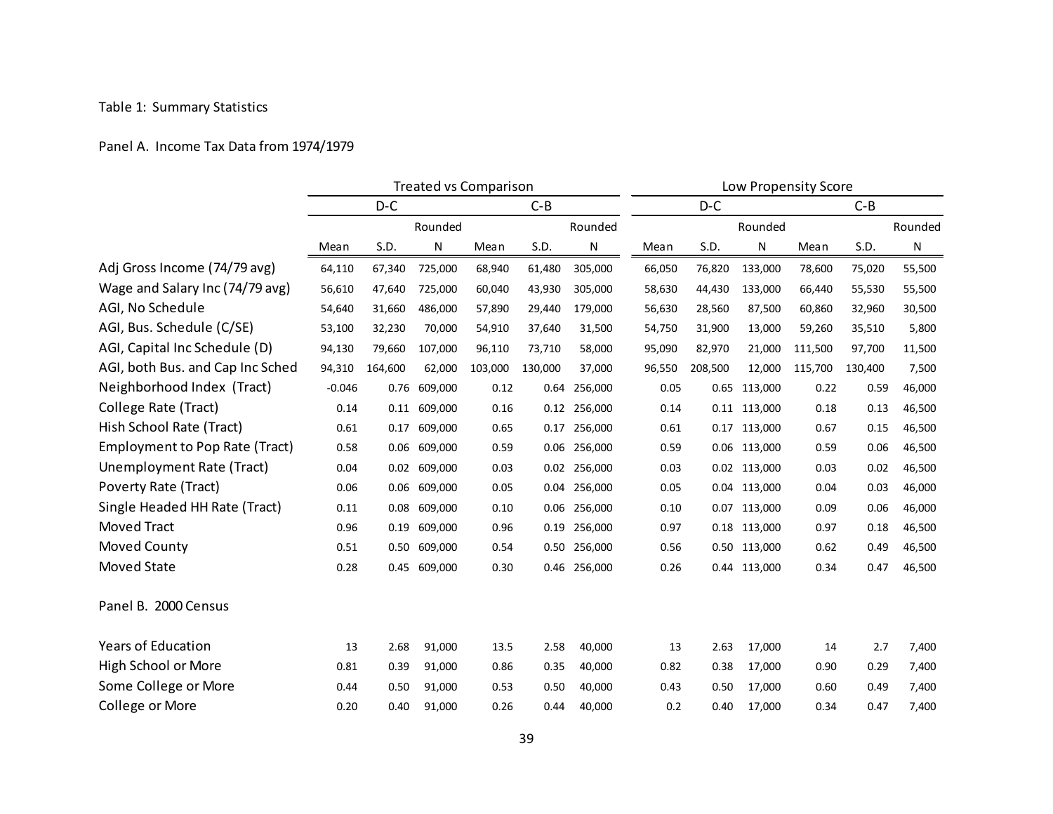Table 1: Summary Statistics

Panel A. Income Tax Data from 1974/1979

| | Treated vs Comparison | | | | | | Low Propensity Score | | | | | |
|---|---|---|---|---|---|---|---|---|---|---|---|---|
| | D-C | | | C-B | | | D-C | | | C-B | | |
| | Mean | S.D. | Rounded N | Mean | S.D. | Rounded N | Mean | S.D. | Rounded N | Mean | S.D. | Rounded N |
| Adj Gross Income (74/79 avg) | 64,110 | 67,340 | 725,000 | 68,940 | 61,480 | 305,000 | 66,050 | 76,820 | 133,000 | 78,600 | 75,020 | 55,500 |
| Wage and Salary Inc (74/79 avg) | 56,610 | 47,640 | 725,000 | 60,040 | 43,930 | 305,000 | 58,630 | 44,430 | 133,000 | 66,440 | 55,530 | 55,500 |
| AGI, No Schedule | 54,640 | 31,660 | 486,000 | 57,890 | 29,440 | 179,000 | 56,630 | 28,560 | 87,500 | 60,860 | 32,960 | 30,500 |
| AGI, Bus. Schedule (C/SE) | 53,100 | 32,230 | 70,000 | 54,910 | 37,640 | 31,500 | 54,750 | 31,900 | 13,000 | 59,260 | 35,510 | 5,800 |
| AGI, Capital Inc Schedule (D) | 94,130 | 79,660 | 107,000 | 96,110 | 73,710 | 58,000 | 95,090 | 82,970 | 21,000 | 111,500 | 97,700 | 11,500 |
| AGI, both Bus. and Cap Inc Sched | 94,310 | 164,600 | 62,000 | 103,000 | 130,000 | 37,000 | 96,550 | 208,500 | 12,000 | 115,700 | 130,400 | 7,500 |
| Neighborhood Index (Tract) | -0.046 | 0.76 | 609,000 | 0.12 | 0.64 | 256,000 | 0.05 | 0.65 | 113,000 | 0.22 | 0.59 | 46,000 |
| College Rate (Tract) | 0.14 | 0.11 | 609,000 | 0.16 | 0.12 | 256,000 | 0.14 | 0.11 | 113,000 | 0.18 | 0.13 | 46,500 |
| Hish School Rate (Tract) | 0.61 | 0.17 | 609,000 | 0.65 | 0.17 | 256,000 | 0.61 | 0.17 | 113,000 | 0.67 | 0.15 | 46,500 |
| Employment to Pop Rate (Tract) | 0.58 | 0.06 | 609,000 | 0.59 | 0.06 | 256,000 | 0.59 | 0.06 | 113,000 | 0.59 | 0.06 | 46,500 |
| Unemployment Rate (Tract) | 0.04 | 0.02 | 609,000 | 0.03 | 0.02 | 256,000 | 0.03 | 0.02 | 113,000 | 0.03 | 0.02 | 46,500 |
| Poverty Rate (Tract) | 0.06 | 0.06 | 609,000 | 0.05 | 0.04 | 256,000 | 0.05 | 0.04 | 113,000 | 0.04 | 0.03 | 46,000 |
| Single Headed HH Rate (Tract) | 0.11 | 0.08 | 609,000 | 0.10 | 0.06 | 256,000 | 0.10 | 0.07 | 113,000 | 0.09 | 0.06 | 46,000 |
| Moved Tract | 0.96 | 0.19 | 609,000 | 0.96 | 0.19 | 256,000 | 0.97 | 0.18 | 113,000 | 0.97 | 0.18 | 46,500 |
| Moved County | 0.51 | 0.50 | 609,000 | 0.54 | 0.50 | 256,000 | 0.56 | 0.50 | 113,000 | 0.62 | 0.49 | 46,500 |
| Moved State | 0.28 | 0.45 | 609,000 | 0.30 | 0.46 | 256,000 | 0.26 | 0.44 | 113,000 | 0.34 | 0.47 | 46,500 |

Panel B. 2000 Census

| | D-C Mean | D-C S.D. | D-C Rounded N | C-B Mean | C-B S.D. | C-B Rounded N | Low PS D-C Mean | Low PS D-C S.D. | Low PS D-C Rounded N | Low PS C-B Mean | Low PS C-B S.D. | Low PS C-B Rounded N |
|---|---|---|---|---|---|---|---|---|---|---|---|---|
| Years of Education | 13 | 2.68 | 91,000 | 13.5 | 2.58 | 40,000 | 13 | 2.63 | 17,000 | 14 | 2.7 | 7,400 |
| High School or More | 0.81 | 0.39 | 91,000 | 0.86 | 0.35 | 40,000 | 0.82 | 0.38 | 17,000 | 0.90 | 0.29 | 7,400 |
| Some College or More | 0.44 | 0.50 | 91,000 | 0.53 | 0.50 | 40,000 | 0.43 | 0.50 | 17,000 | 0.60 | 0.49 | 7,400 |
| College or More | 0.20 | 0.40 | 91,000 | 0.26 | 0.44 | 40,000 | 0.2 | 0.40 | 17,000 | 0.34 | 0.47 | 7,400 |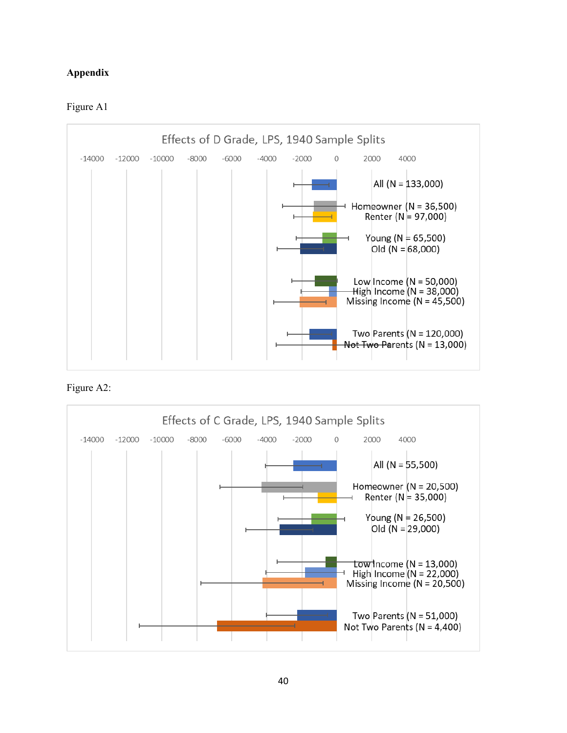**Appendix**

Figure A1

Effects of D Grade, LPS, 1940 Sample Splits

-14000 -12000 -10000 -8000 -6000 -4000 -2000 0 2000 4000

All (N = 133,000)

Homeowner (N = 36,500)

Renter (N = 97,000)

Young (N = 65,500)

Old (N = 68,000)

Low Income (N = 50,000)

High Income (N = 38,000)

Missing Income (N = 45,500)

Two Parents (N = 120,000)

Not Two Parents (N = 13,000)

Figure A2:

Effects of C Grade, LPS, 1940 Sample Splits

-14000 -12000 -10000 -8000 -6000 -4000 -2000 0 2000 4000

All (N = 55,500)

Homeowner (N = 20,500)

Renter (N = 35,000)

Young (N = 26,500)

Old (N = 29,000)

Low Income (N = 13,000)

High Income (N = 22,000)

Missing Income (N = 20,500)

Two Parents (N = 51,000)

Not Two Parents (N = 4,400)